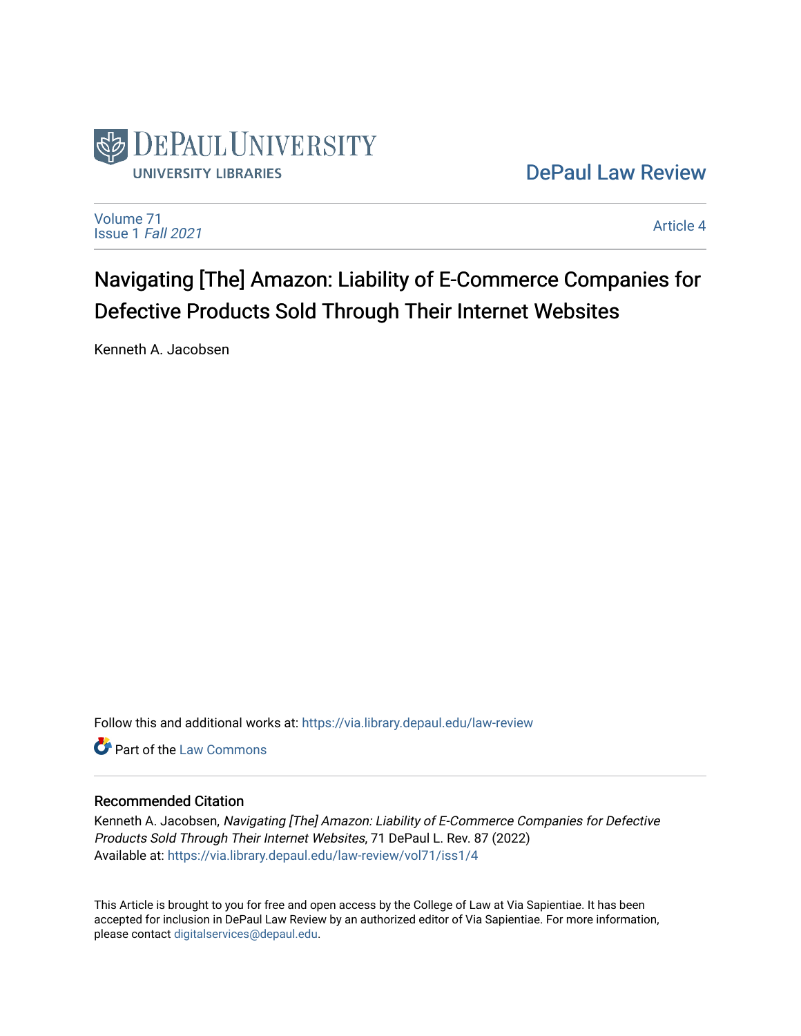DePaul University Libraries

DePaul Law Review

Volume 71
Issue 1 *Fall 2021*

Article 4

# Navigating [The] Amazon: Liability of E-Commerce Companies for Defective Products Sold Through Their Internet Websites

Kenneth A. Jacobsen

Follow this and additional works at: https://via.library.depaul.edu/law-review

Part of the Law Commons

## Recommended Citation

Kenneth A. Jacobsen, *Navigating [The] Amazon: Liability of E-Commerce Companies for Defective Products Sold Through Their Internet Websites*, 71 DePaul L. Rev. 87 (2022)
Available at: https://via.library.depaul.edu/law-review/vol71/iss1/4

This Article is brought to you for free and open access by the College of Law at Via Sapientiae. It has been accepted for inclusion in DePaul Law Review by an authorized editor of Via Sapientiae. For more information, please contact digitalservices@depaul.edu.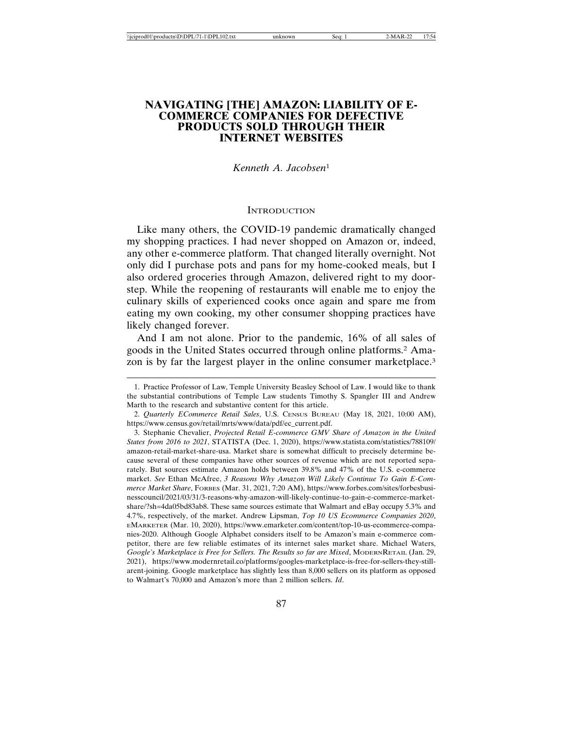# NAVIGATING [THE] AMAZON: LIABILITY OF E-COMMERCE COMPANIES FOR DEFECTIVE PRODUCTS SOLD THROUGH THEIR INTERNET WEBSITES

*Kenneth A. Jacobsen*[1]

## INTRODUCTION

Like many others, the COVID-19 pandemic dramatically changed my shopping practices. I had never shopped on Amazon or, indeed, any other e-commerce platform. That changed literally overnight. Not only did I purchase pots and pans for my home-cooked meals, but I also ordered groceries through Amazon, delivered right to my doorstep. While the reopening of restaurants will enable me to enjoy the culinary skills of experienced cooks once again and spare me from eating my own cooking, my other consumer shopping practices have likely changed forever.

And I am not alone. Prior to the pandemic, 16% of all sales of goods in the United States occurred through online platforms.[2] Amazon is by far the largest player in the online consumer marketplace.[3]

---

1. Practice Professor of Law, Temple University Beasley School of Law. I would like to thank the substantial contributions of Temple Law students Timothy S. Spangler III and Andrew Marth to the research and substantive content for this article.

2. *Quarterly ECommerce Retail Sales*, U.S. CENSUS BUREAU (May 18, 2021, 10:00 AM), https://www.census.gov/retail/mrts/www/data/pdf/ec_current.pdf.

3. Stephanie Chevalier, *Projected Retail E-commerce GMV Share of Amazon in the United States from 2016 to 2021*, STATISTA (Dec. 1, 2020), https://www.statista.com/statistics/788109/amazon-retail-market-share-usa. Market share is somewhat difficult to precisely determine because several of these companies have other sources of revenue which are not reported separately. But sources estimate Amazon holds between 39.8% and 47% of the U.S. e-commerce market. *See* Ethan McAfree, *3 Reasons Why Amazon Will Likely Continue To Gain E-Commerce Market Share*, FORBES (Mar. 31, 2021, 7:20 AM), https://www.forbes.com/sites/forbesbusinesscouncil/2021/03/31/3-reasons-why-amazon-will-likely-continue-to-gain-e-commerce-market-share/?sh=4da05bd83ab8. These same sources estimate that Walmart and eBay occupy 5.3% and 4.7%, respectively, of the market. Andrew Lipsman, *Top 10 US Ecommerce Companies 2020*, EMARKETER (Mar. 10, 2020), https://www.emarketer.com/content/top-10-us-ecommerce-companies-2020. Although Google Alphabet considers itself to be Amazon's main e-commerce competitor, there are few reliable estimates of its internet sales market share. Michael Waters, *Google's Marketplace is Free for Sellers. The Results so far are Mixed*, MODERNRETAIL (Jan. 29, 2021), https://www.modernretail.co/platforms/googles-marketplace-is-free-for-sellers-they-still-arent-joining. Google marketplace has slightly less than 8,000 sellers on its platform as opposed to Walmart's 70,000 and Amazon's more than 2 million sellers. *Id*.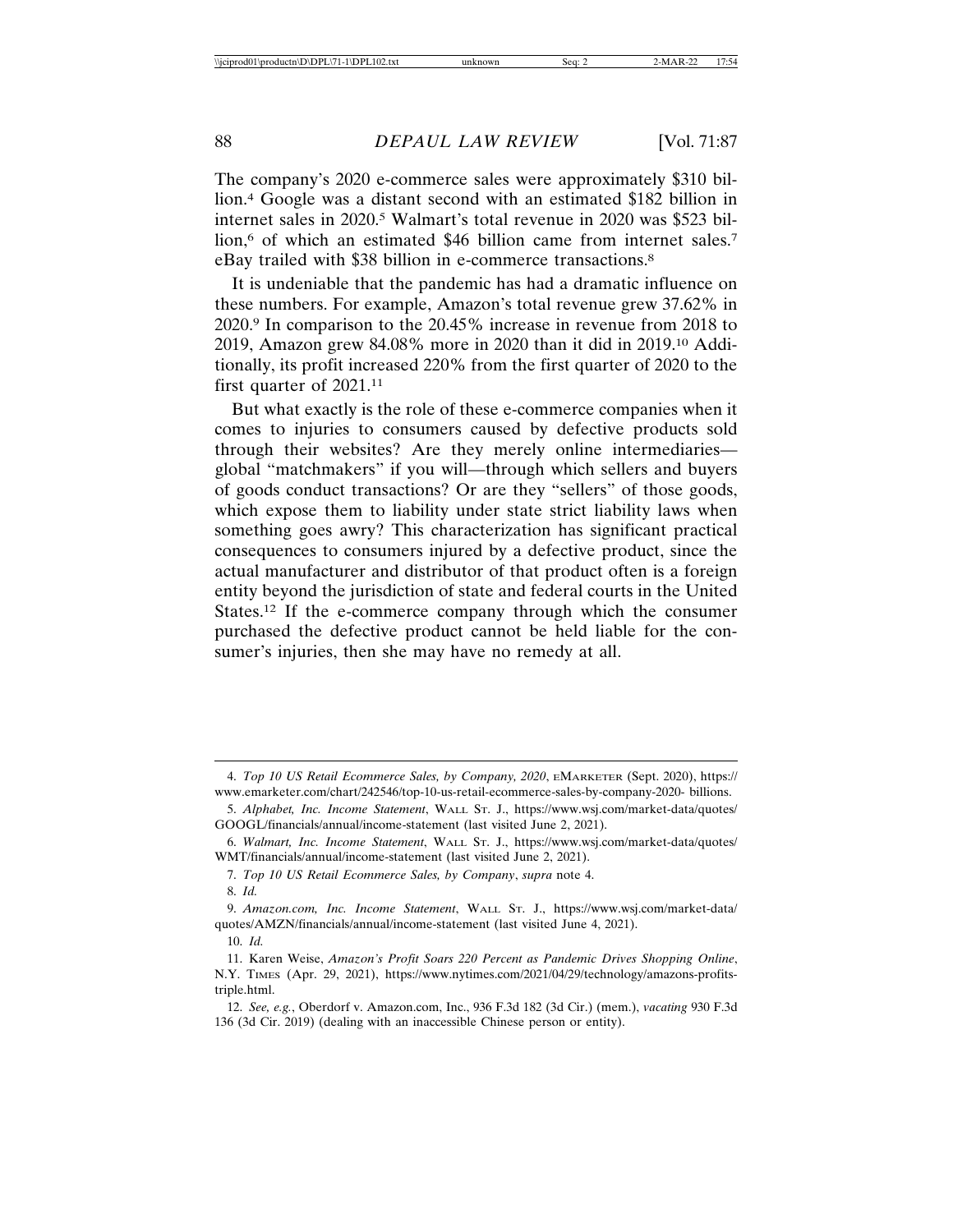The company's 2020 e-commerce sales were approximately $310 billion.[4] Google was a distant second with an estimated $182 billion in internet sales in 2020.[5] Walmart's total revenue in 2020 was $523 billion,[6] of which an estimated $46 billion came from internet sales.[7] eBay trailed with $38 billion in e-commerce transactions.[8]

It is undeniable that the pandemic has had a dramatic influence on these numbers. For example, Amazon's total revenue grew 37.62% in 2020.[9] In comparison to the 20.45% increase in revenue from 2018 to 2019, Amazon grew 84.08% more in 2020 than it did in 2019.[10] Additionally, its profit increased 220% from the first quarter of 2020 to the first quarter of 2021.[11]

But what exactly is the role of these e-commerce companies when it comes to injuries to consumers caused by defective products sold through their websites? Are they merely online intermediaries—global "matchmakers" if you will—through which sellers and buyers of goods conduct transactions? Or are they "sellers" of those goods, which expose them to liability under state strict liability laws when something goes awry? This characterization has significant practical consequences to consumers injured by a defective product, since the actual manufacturer and distributor of that product often is a foreign entity beyond the jurisdiction of state and federal courts in the United States.[12] If the e-commerce company through which the consumer purchased the defective product cannot be held liable for the consumer's injuries, then she may have no remedy at all.

---

4. *Top 10 US Retail Ecommerce Sales, by Company, 2020*, EMARKETER (Sept. 2020), https://www.emarketer.com/chart/242546/top-10-us-retail-ecommerce-sales-by-company-2020- billions.

5. *Alphabet, Inc. Income Statement*, WALL ST. J., https://www.wsj.com/market-data/quotes/GOOGL/financials/annual/income-statement (last visited June 2, 2021).

6. *Walmart, Inc. Income Statement*, WALL ST. J., https://www.wsj.com/market-data/quotes/WMT/financials/annual/income-statement (last visited June 2, 2021).

7. *Top 10 US Retail Ecommerce Sales, by Company*, *supra* note 4.

8. *Id.*

9. *Amazon.com, Inc. Income Statement*, WALL ST. J., https://www.wsj.com/market-data/quotes/AMZN/financials/annual/income-statement (last visited June 4, 2021).

10. *Id.*

11. Karen Weise, *Amazon's Profit Soars 220 Percent as Pandemic Drives Shopping Online*, N.Y. TIMES (Apr. 29, 2021), https://www.nytimes.com/2021/04/29/technology/amazons-profits-triple.html.

12. *See, e.g.*, Oberdorf v. Amazon.com, Inc., 936 F.3d 182 (3d Cir.) (mem.), *vacating* 930 F.3d 136 (3d Cir. 2019) (dealing with an inaccessible Chinese person or entity).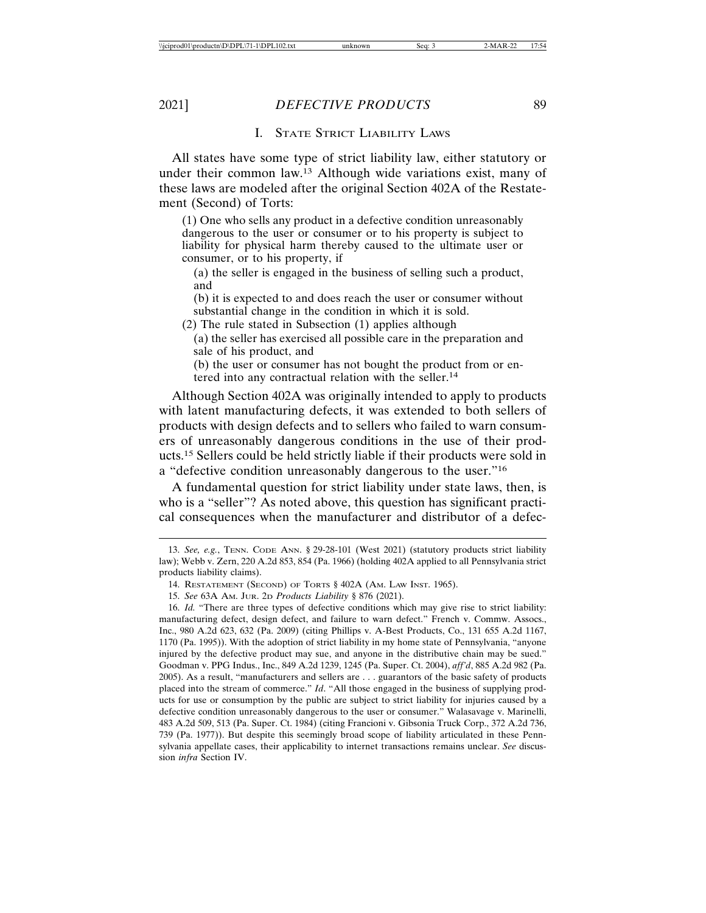## I. State Strict Liability Laws

All states have some type of strict liability law, either statutory or under their common law.[13] Although wide variations exist, many of these laws are modeled after the original Section 402A of the Restatement (Second) of Torts:

> (1) One who sells any product in a defective condition unreasonably dangerous to the user or consumer or to his property is subject to liability for physical harm thereby caused to the ultimate user or consumer, or to his property, if
>
> (a) the seller is engaged in the business of selling such a product, and
>
> (b) it is expected to and does reach the user or consumer without substantial change in the condition in which it is sold.
>
> (2) The rule stated in Subsection (1) applies although
>
> (a) the seller has exercised all possible care in the preparation and sale of his product, and
>
> (b) the user or consumer has not bought the product from or entered into any contractual relation with the seller.[14]

Although Section 402A was originally intended to apply to products with latent manufacturing defects, it was extended to both sellers of products with design defects and to sellers who failed to warn consumers of unreasonably dangerous conditions in the use of their products.[15] Sellers could be held strictly liable if their products were sold in a "defective condition unreasonably dangerous to the user."[16]

A fundamental question for strict liability under state laws, then, is who is a "seller"? As noted above, this question has significant practical consequences when the manufacturer and distributor of a defec-

---

13. *See, e.g.*, Tenn. Code Ann. § 29-28-101 (West 2021) (statutory products strict liability law); Webb v. Zern, 220 A.2d 853, 854 (Pa. 1966) (holding 402A applied to all Pennsylvania strict products liability claims).

14. Restatement (Second) of Torts § 402A (Am. Law Inst. 1965).

15. *See* 63A Am. Jur. 2d *Products Liability* § 876 (2021).

16. *Id.* "There are three types of defective conditions which may give rise to strict liability: manufacturing defect, design defect, and failure to warn defect." French v. Commw. Assocs., Inc., 980 A.2d 623, 632 (Pa. 2009) (citing Phillips v. A-Best Products, Co., 131 655 A.2d 1167, 1170 (Pa. 1995)). With the adoption of strict liability in my home state of Pennsylvania, "anyone injured by the defective product may sue, and anyone in the distributive chain may be sued." Goodman v. PPG Indus., Inc., 849 A.2d 1239, 1245 (Pa. Super. Ct. 2004), *aff'd*, 885 A.2d 982 (Pa. 2005). As a result, "manufacturers and sellers are . . . guarantors of the basic safety of products placed into the stream of commerce." *Id*. "All those engaged in the business of supplying products for use or consumption by the public are subject to strict liability for injuries caused by a defective condition unreasonably dangerous to the user or consumer." Walasavage v. Marinelli, 483 A.2d 509, 513 (Pa. Super. Ct. 1984) (citing Francioni v. Gibsonia Truck Corp., 372 A.2d 736, 739 (Pa. 1977)). But despite this seemingly broad scope of liability articulated in these Pennsylvania appellate cases, their applicability to internet transactions remains unclear. *See* discussion *infra* Section IV.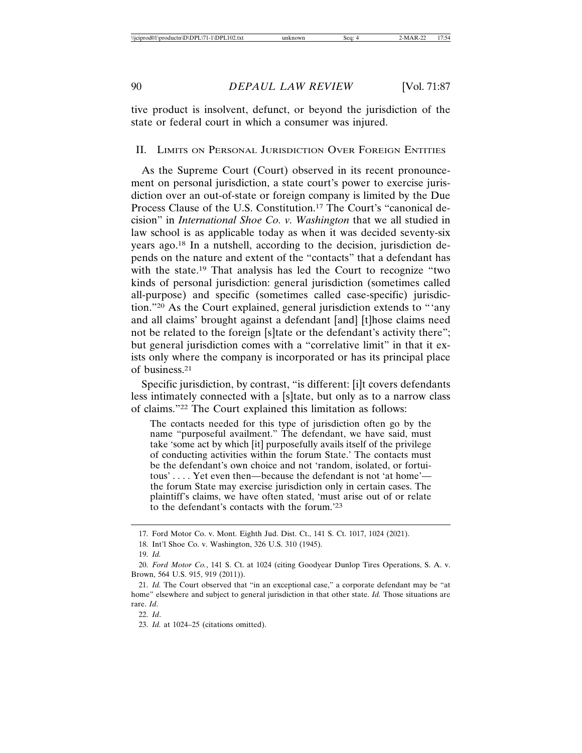tive product is insolvent, defunct, or beyond the jurisdiction of the state or federal court in which a consumer was injured.

## II. Limits on Personal Jurisdiction Over Foreign Entities

As the Supreme Court (Court) observed in its recent pronouncement on personal jurisdiction, a state court's power to exercise jurisdiction over an out-of-state or foreign company is limited by the Due Process Clause of the U.S. Constitution.[17] The Court's "canonical decision" in *International Shoe Co. v. Washington* that we all studied in law school is as applicable today as when it was decided seventy-six years ago.[18] In a nutshell, according to the decision, jurisdiction depends on the nature and extent of the "contacts" that a defendant has with the state.[19] That analysis has led the Court to recognize "two kinds of personal jurisdiction: general jurisdiction (sometimes called all-purpose) and specific (sometimes called case-specific) jurisdiction."[20] As the Court explained, general jurisdiction extends to "'any and all claims' brought against a defendant [and] [t]hose claims need not be related to the foreign [s]tate or the defendant's activity there"; but general jurisdiction comes with a "correlative limit" in that it exists only where the company is incorporated or has its principal place of business.[21]

Specific jurisdiction, by contrast, "is different: [i]t covers defendants less intimately connected with a [s]tate, but only as to a narrow class of claims."[22] The Court explained this limitation as follows:

> The contacts needed for this type of jurisdiction often go by the name "purposeful availment." The defendant, we have said, must take 'some act by which [it] purposefully avails itself of the privilege of conducting activities within the forum State.' The contacts must be the defendant's own choice and not 'random, isolated, or fortuitous' . . . . Yet even then—because the defendant is not 'at home'—the forum State may exercise jurisdiction only in certain cases. The plaintiff's claims, we have often stated, 'must arise out of or relate to the defendant's contacts with the forum.'[23]

---

17. Ford Motor Co. v. Mont. Eighth Jud. Dist. Ct., 141 S. Ct. 1017, 1024 (2021).

18. Int'l Shoe Co. v. Washington, 326 U.S. 310 (1945).

19. *Id.*

20. *Ford Motor Co.*, 141 S. Ct. at 1024 (citing Goodyear Dunlop Tires Operations, S. A. v. Brown, 564 U.S. 915, 919 (2011)).

21. *Id.* The Court observed that "in an exceptional case," a corporate defendant may be "at home" elsewhere and subject to general jurisdiction in that other state. *Id.* Those situations are rare. *Id.*

22. *Id*.

23. *Id.* at 1024–25 (citations omitted).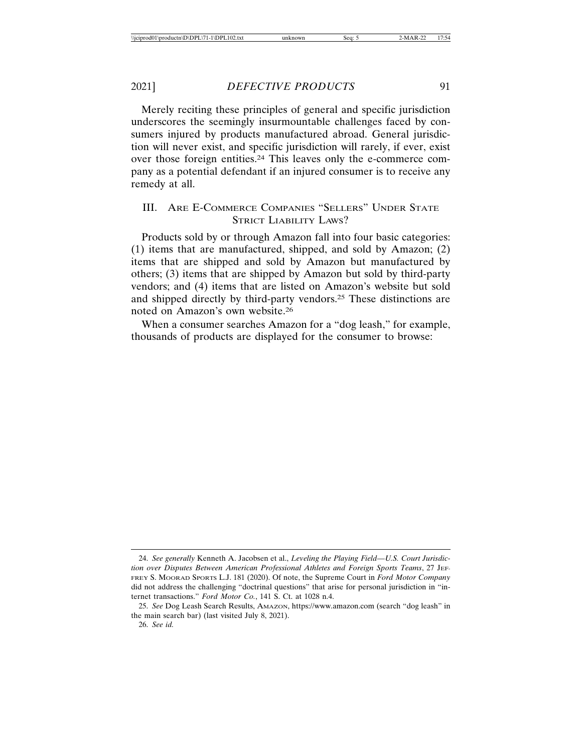Merely reciting these principles of general and specific jurisdiction underscores the seemingly insurmountable challenges faced by consumers injured by products manufactured abroad. General jurisdiction will never exist, and specific jurisdiction will rarely, if ever, exist over those foreign entities.[24] This leaves only the e-commerce company as a potential defendant if an injured consumer is to receive any remedy at all.

## III. Are E-Commerce Companies "Sellers" Under State Strict Liability Laws?

Products sold by or through Amazon fall into four basic categories: (1) items that are manufactured, shipped, and sold by Amazon; (2) items that are shipped and sold by Amazon but manufactured by others; (3) items that are shipped by Amazon but sold by third-party vendors; and (4) items that are listed on Amazon's website but sold and shipped directly by third-party vendors.[25] These distinctions are noted on Amazon's own website.[26]

When a consumer searches Amazon for a "dog leash," for example, thousands of products are displayed for the consumer to browse:

---

24. *See generally* Kenneth A. Jacobsen et al., *Leveling the Playing Field—U.S. Court Jurisdiction over Disputes Between American Professional Athletes and Foreign Sports Teams*, 27 Jeffrey S. Moorad Sports L.J. 181 (2020). Of note, the Supreme Court in *Ford Motor Company* did not address the challenging "doctrinal questions" that arise for personal jurisdiction in "internet transactions." *Ford Motor Co.*, 141 S. Ct. at 1028 n.4.

25. *See* Dog Leash Search Results, Amazon, https://www.amazon.com (search "dog leash" in the main search bar) (last visited July 8, 2021).

26. *See id.*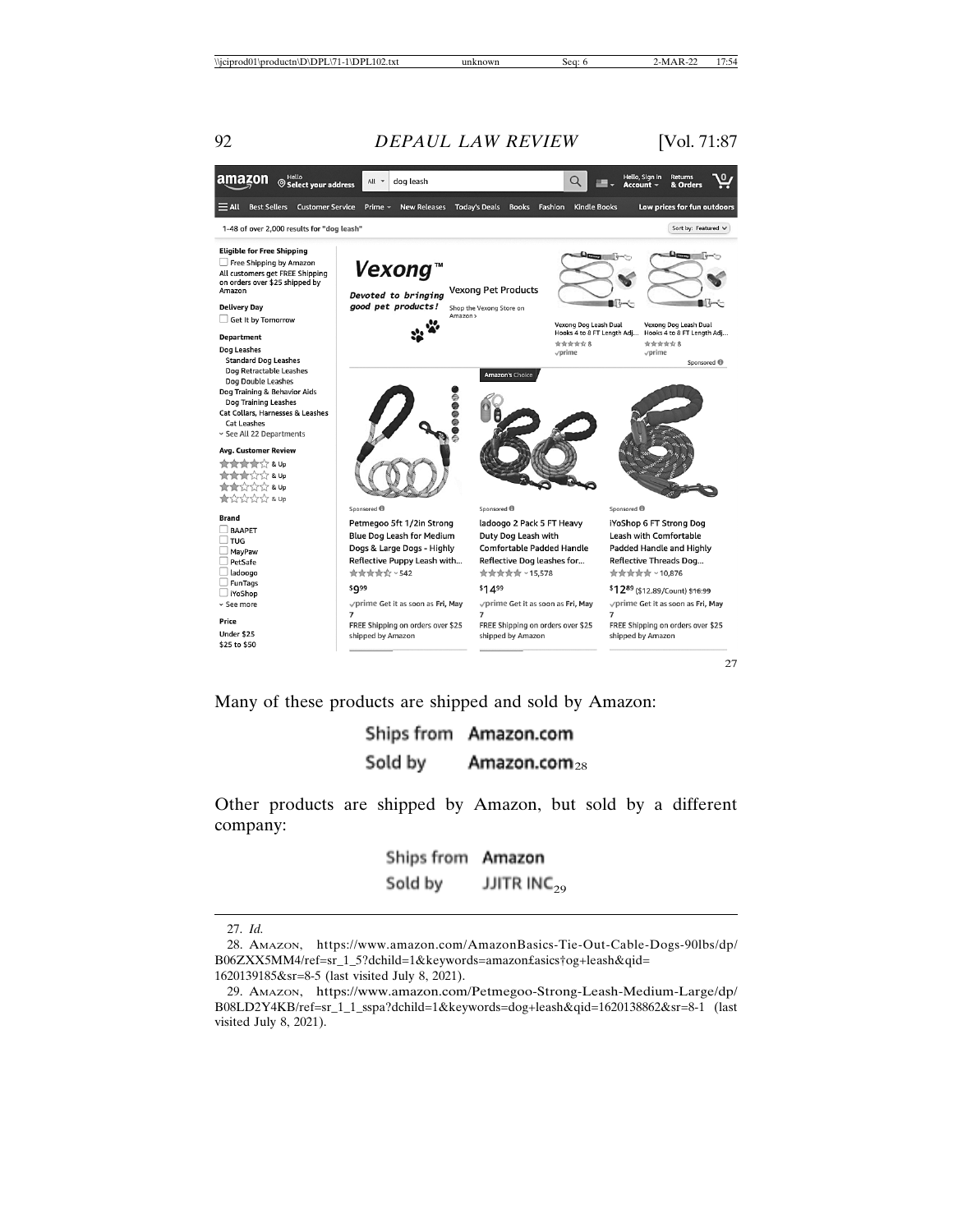27

Many of these products are shipped and sold by Amazon:

Ships from Amazon.com
Sold by Amazon.com[28]

Other products are shipped by Amazon, but sold by a different company:

Ships from Amazon
Sold by JJITR INC[29]

---

27. *Id.*

28. Amazon, https://www.amazon.com/AmazonBasics-Tie-Out-Cable-Dogs-90lbs/dp/B06ZXX5MM4/ref=sr_1_5?dchild=1&keywords=amazon£asics†og+leash&qid=1620139185&sr=8-5 (last visited July 8, 2021).

29. Amazon, https://www.amazon.com/Petmegoo-Strong-Leash-Medium-Large/dp/B08LD2Y4KB/ref=sr_1_1_sspa?dchild=1&keywords=dog+leash&qid=1620138862&sr=8-1 (last visited July 8, 2021).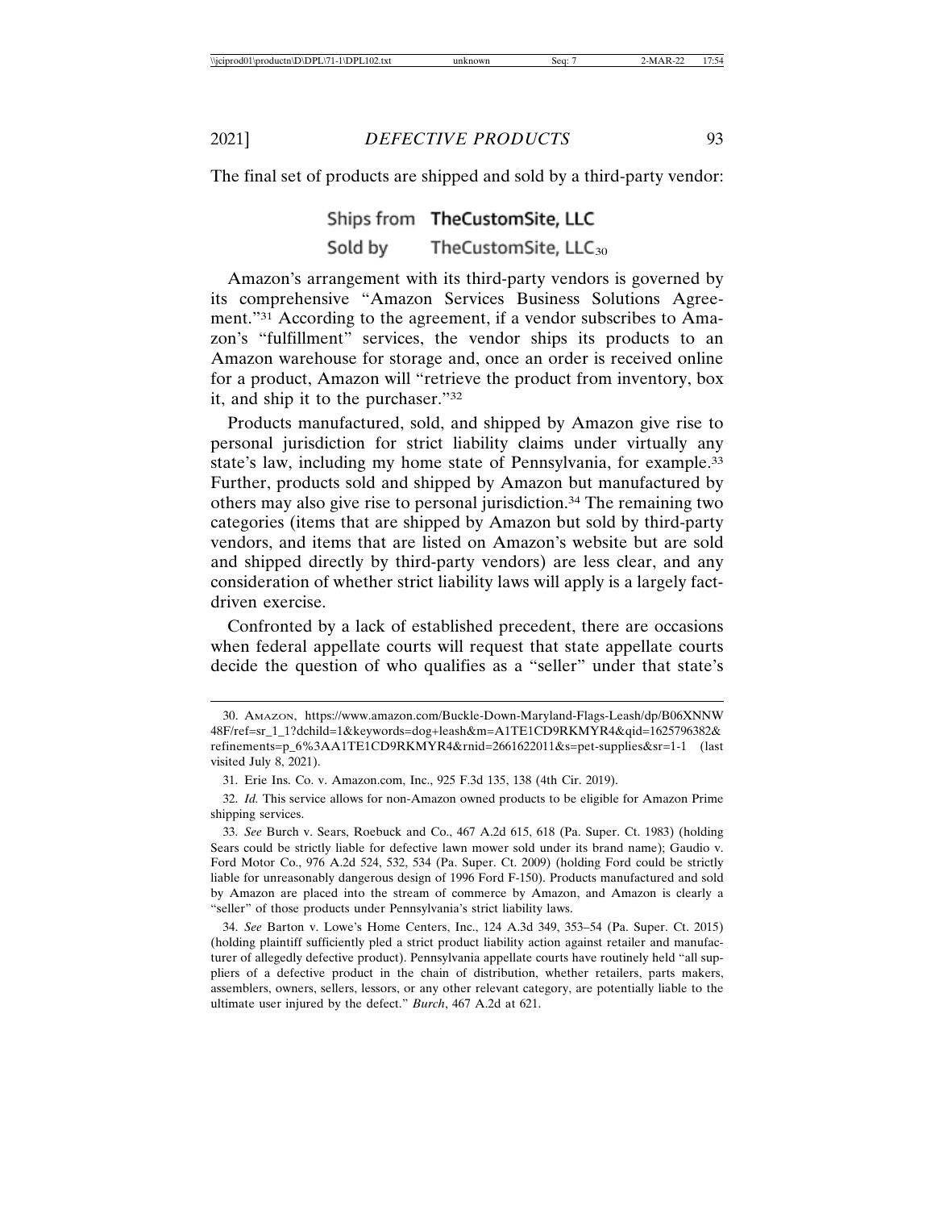The final set of products are shipped and sold by a third-party vendor:

Ships from **TheCustomSite, LLC**
Sold by TheCustomSite, LLC[30]

Amazon's arrangement with its third-party vendors is governed by its comprehensive "Amazon Services Business Solutions Agreement."[31] According to the agreement, if a vendor subscribes to Amazon's "fulfillment" services, the vendor ships its products to an Amazon warehouse for storage and, once an order is received online for a product, Amazon will "retrieve the product from inventory, box it, and ship it to the purchaser."[32]

Products manufactured, sold, and shipped by Amazon give rise to personal jurisdiction for strict liability claims under virtually any state's law, including my home state of Pennsylvania, for example.[33] Further, products sold and shipped by Amazon but manufactured by others may also give rise to personal jurisdiction.[34] The remaining two categories (items that are shipped by Amazon but sold by third-party vendors, and items that are listed on Amazon's website but are sold and shipped directly by third-party vendors) are less clear, and any consideration of whether strict liability laws will apply is a largely fact-driven exercise.

Confronted by a lack of established precedent, there are occasions when federal appellate courts will request that state appellate courts decide the question of who qualifies as a "seller" under that state's

---

30. AMAZON, https://www.amazon.com/Buckle-Down-Maryland-Flags-Leash/dp/B06XNNW48F/ref=sr_1_1?dchild=1&keywords=dog+leash&m=A1TE1CD9RKMYR4&qid=1625796382&refinements=p_6%3AA1TE1CD9RKMYR4&rnid=2661622011&s=pet-supplies&sr=1-1 (last visited July 8, 2021).

31. Erie Ins. Co. v. Amazon.com, Inc., 925 F.3d 135, 138 (4th Cir. 2019).

32. *Id.* This service allows for non-Amazon owned products to be eligible for Amazon Prime shipping services.

33. *See* Burch v. Sears, Roebuck and Co., 467 A.2d 615, 618 (Pa. Super. Ct. 1983) (holding Sears could be strictly liable for defective lawn mower sold under its brand name); Gaudio v. Ford Motor Co., 976 A.2d 524, 532, 534 (Pa. Super. Ct. 2009) (holding Ford could be strictly liable for unreasonably dangerous design of 1996 Ford F-150). Products manufactured and sold by Amazon are placed into the stream of commerce by Amazon, and Amazon is clearly a "seller" of those products under Pennsylvania's strict liability laws.

34. *See* Barton v. Lowe's Home Centers, Inc., 124 A.3d 349, 353–54 (Pa. Super. Ct. 2015) (holding plaintiff sufficiently pled a strict product liability action against retailer and manufacturer of allegedly defective product). Pennsylvania appellate courts have routinely held "all suppliers of a defective product in the chain of distribution, whether retailers, parts makers, assemblers, owners, sellers, lessors, or any other relevant category, are potentially liable to the ultimate user injured by the defect." *Burch*, 467 A.2d at 621.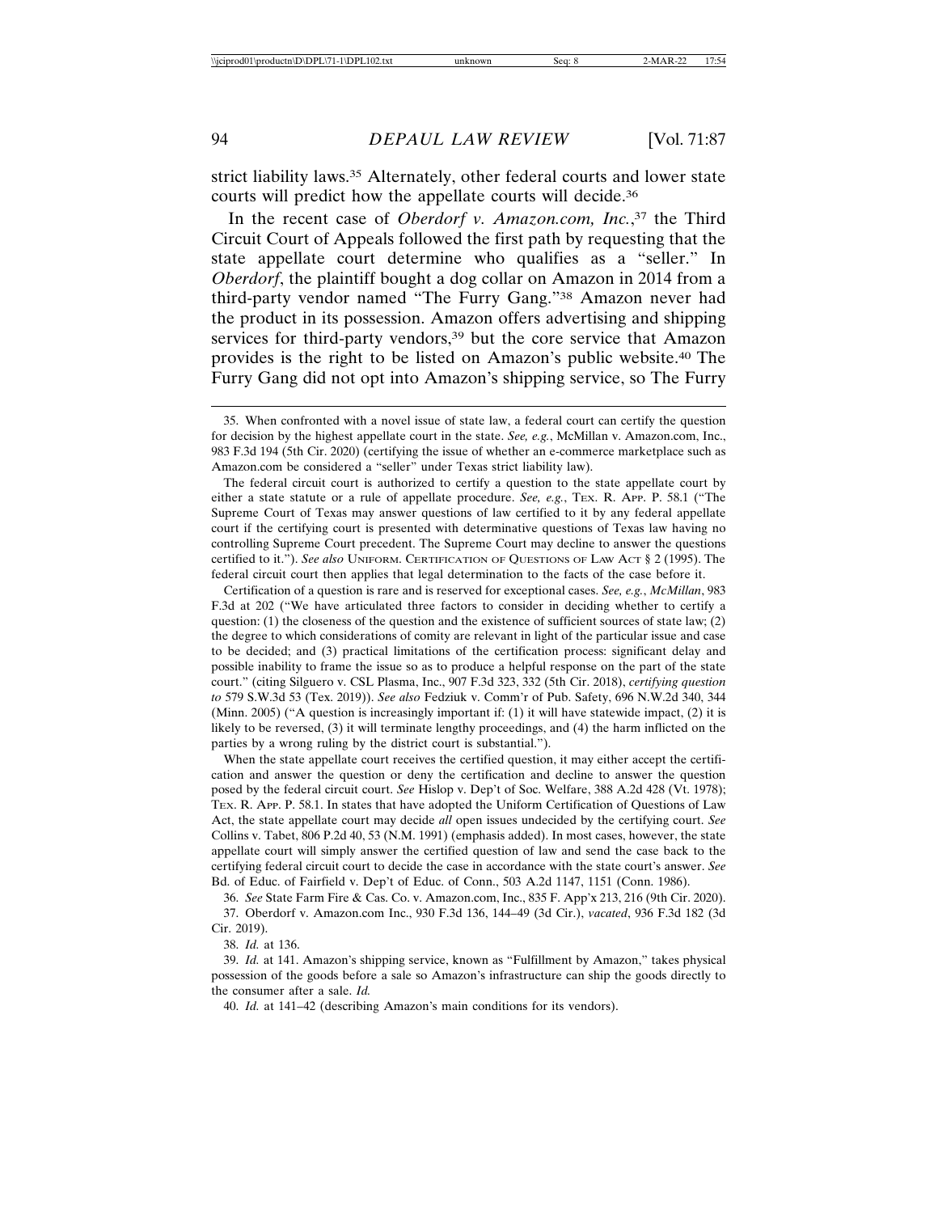strict liability laws.[35] Alternately, other federal courts and lower state courts will predict how the appellate courts will decide.[36]

In the recent case of *Oberdorf v. Amazon.com, Inc.*,[37] the Third Circuit Court of Appeals followed the first path by requesting that the state appellate court determine who qualifies as a "seller." In *Oberdorf*, the plaintiff bought a dog collar on Amazon in 2014 from a third-party vendor named "The Furry Gang."[38] Amazon never had the product in its possession. Amazon offers advertising and shipping services for third-party vendors,[39] but the core service that Amazon provides is the right to be listed on Amazon's public website.[40] The Furry Gang did not opt into Amazon's shipping service, so The Furry

---

35. When confronted with a novel issue of state law, a federal court can certify the question for decision by the highest appellate court in the state. *See, e.g.*, McMillan v. Amazon.com, Inc., 983 F.3d 194 (5th Cir. 2020) (certifying the issue of whether an e-commerce marketplace such as Amazon.com be considered a "seller" under Texas strict liability law).

The federal circuit court is authorized to certify a question to the state appellate court by either a state statute or a rule of appellate procedure. *See, e.g.*, Tex. R. App. P. 58.1 ("The Supreme Court of Texas may answer questions of law certified to it by any federal appellate court if the certifying court is presented with determinative questions of Texas law having no controlling Supreme Court precedent. The Supreme Court may decline to answer the questions certified to it."). *See also* Uniform. Certification of Questions of Law Act § 2 (1995). The federal circuit court then applies that legal determination to the facts of the case before it.

Certification of a question is rare and is reserved for exceptional cases. *See, e.g.*, *McMillan*, 983 F.3d at 202 ("We have articulated three factors to consider in deciding whether to certify a question: (1) the closeness of the question and the existence of sufficient sources of state law; (2) the degree to which considerations of comity are relevant in light of the particular issue and case to be decided; and (3) practical limitations of the certification process: significant delay and possible inability to frame the issue so as to produce a helpful response on the part of the state court." (citing Silguero v. CSL Plasma, Inc., 907 F.3d 323, 332 (5th Cir. 2018), *certifying question to* 579 S.W.3d 53 (Tex. 2019)). *See also* Fedziuk v. Comm'r of Pub. Safety, 696 N.W.2d 340, 344 (Minn. 2005) ("A question is increasingly important if: (1) it will have statewide impact, (2) it is likely to be reversed, (3) it will terminate lengthy proceedings, and (4) the harm inflicted on the parties by a wrong ruling by the district court is substantial.").

When the state appellate court receives the certified question, it may either accept the certification and answer the question or deny the certification and decline to answer the question posed by the federal circuit court. *See* Hislop v. Dep't of Soc. Welfare, 388 A.2d 428 (Vt. 1978); Tex. R. App. P. 58.1. In states that have adopted the Uniform Certification of Questions of Law Act, the state appellate court may decide *all* open issues undecided by the certifying court. *See* Collins v. Tabet, 806 P.2d 40, 53 (N.M. 1991) (emphasis added). In most cases, however, the state appellate court will simply answer the certified question of law and send the case back to the certifying federal circuit court to decide the case in accordance with the state court's answer. *See* Bd. of Educ. of Fairfield v. Dep't of Educ. of Conn., 503 A.2d 1147, 1151 (Conn. 1986).

36. *See* State Farm Fire & Cas. Co. v. Amazon.com, Inc., 835 F. App'x 213, 216 (9th Cir. 2020).

37. Oberdorf v. Amazon.com Inc., 930 F.3d 136, 144–49 (3d Cir.), *vacated*, 936 F.3d 182 (3d Cir. 2019).

38. *Id.* at 136.

39. *Id.* at 141. Amazon's shipping service, known as "Fulfillment by Amazon," takes physical possession of the goods before a sale so Amazon's infrastructure can ship the goods directly to the consumer after a sale. *Id.*

40. *Id.* at 141–42 (describing Amazon's main conditions for its vendors).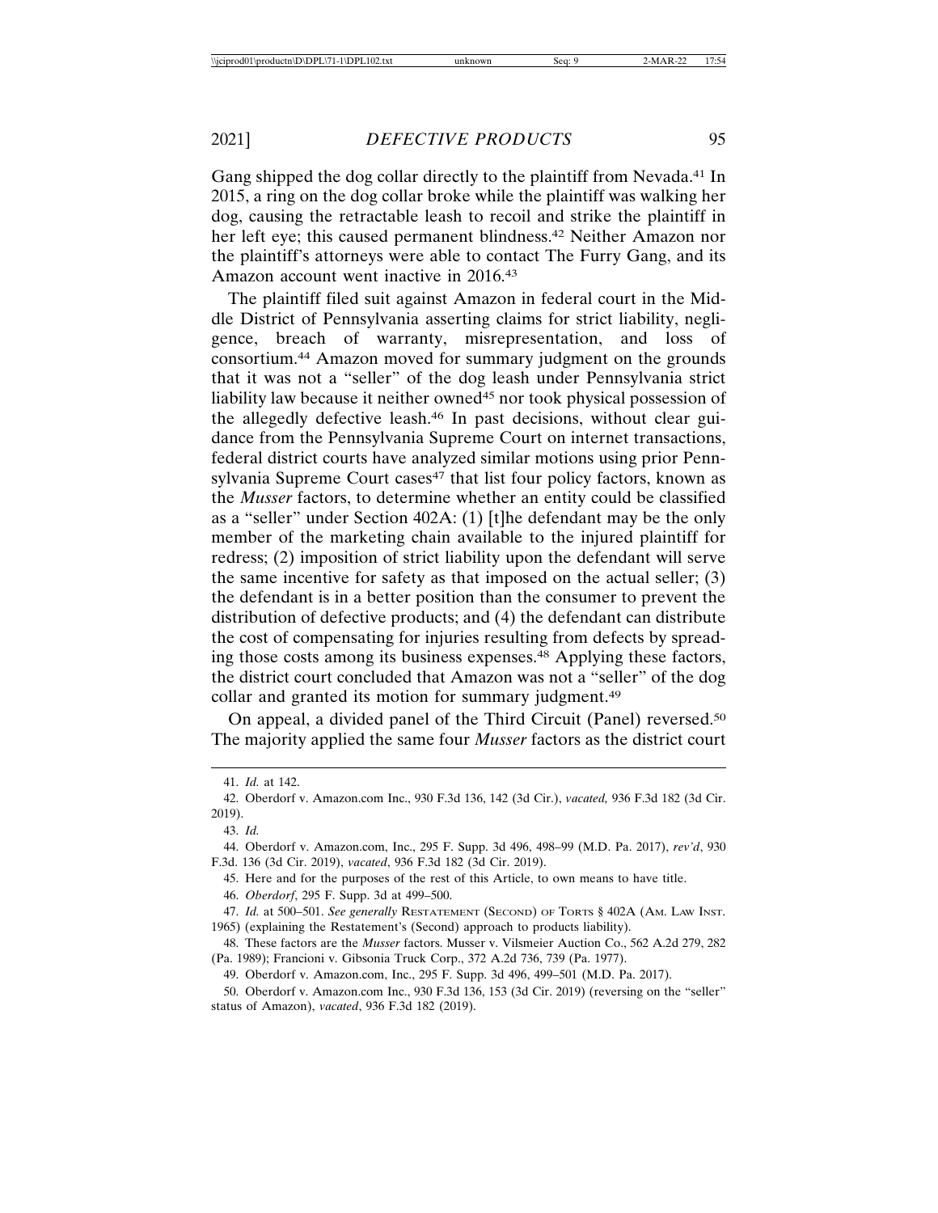Gang shipped the dog collar directly to the plaintiff from Nevada.[41] In 2015, a ring on the dog collar broke while the plaintiff was walking her dog, causing the retractable leash to recoil and strike the plaintiff in her left eye; this caused permanent blindness.[42] Neither Amazon nor the plaintiff's attorneys were able to contact The Furry Gang, and its Amazon account went inactive in 2016.[43]

The plaintiff filed suit against Amazon in federal court in the Middle District of Pennsylvania asserting claims for strict liability, negligence, breach of warranty, misrepresentation, and loss of consortium.[44] Amazon moved for summary judgment on the grounds that it was not a "seller" of the dog leash under Pennsylvania strict liability law because it neither owned[45] nor took physical possession of the allegedly defective leash.[46] In past decisions, without clear guidance from the Pennsylvania Supreme Court on internet transactions, federal district courts have analyzed similar motions using prior Pennsylvania Supreme Court cases[47] that list four policy factors, known as the *Musser* factors, to determine whether an entity could be classified as a "seller" under Section 402A: (1) [t]he defendant may be the only member of the marketing chain available to the injured plaintiff for redress; (2) imposition of strict liability upon the defendant will serve the same incentive for safety as that imposed on the actual seller; (3) the defendant is in a better position than the consumer to prevent the distribution of defective products; and (4) the defendant can distribute the cost of compensating for injuries resulting from defects by spreading those costs among its business expenses.[48] Applying these factors, the district court concluded that Amazon was not a "seller" of the dog collar and granted its motion for summary judgment.[49]

On appeal, a divided panel of the Third Circuit (Panel) reversed.[50] The majority applied the same four *Musser* factors as the district court

---

41. *Id.* at 142.

42. Oberdorf v. Amazon.com Inc., 930 F.3d 136, 142 (3d Cir.), *vacated,* 936 F.3d 182 (3d Cir. 2019).

43. *Id.*

44. Oberdorf v. Amazon.com, Inc., 295 F. Supp. 3d 496, 498–99 (M.D. Pa. 2017), *rev'd*, 930 F.3d. 136 (3d Cir. 2019), *vacated*, 936 F.3d 182 (3d Cir. 2019).

45. Here and for the purposes of the rest of this Article, to own means to have title.

46. *Oberdorf*, 295 F. Supp. 3d at 499–500.

47. *Id.* at 500–501. *See generally* RESTATEMENT (SECOND) OF TORTS § 402A (AM. LAW INST. 1965) (explaining the Restatement's (Second) approach to products liability).

48. These factors are the *Musser* factors. Musser v. Vilsmeier Auction Co., 562 A.2d 279, 282 (Pa. 1989); Francioni v. Gibsonia Truck Corp., 372 A.2d 736, 739 (Pa. 1977).

49. Oberdorf v. Amazon.com, Inc., 295 F. Supp. 3d 496, 499–501 (M.D. Pa. 2017).

50. Oberdorf v. Amazon.com Inc., 930 F.3d 136, 153 (3d Cir. 2019) (reversing on the "seller" status of Amazon), *vacated*, 936 F.3d 182 (2019).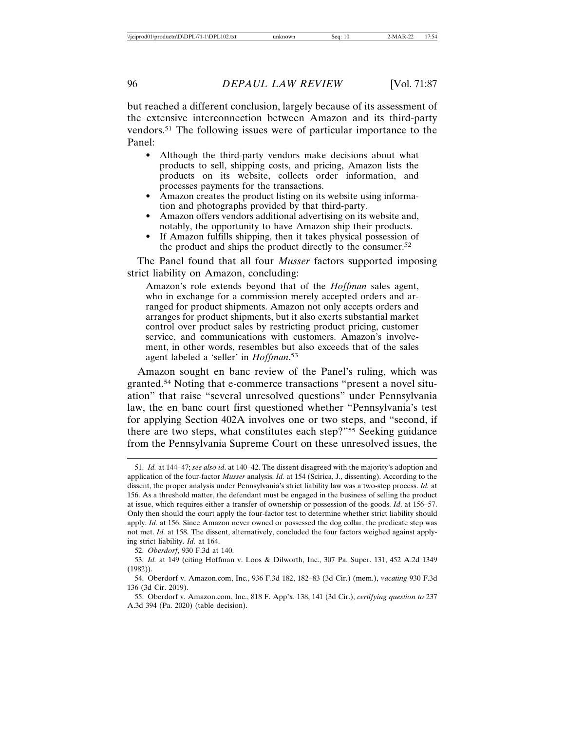but reached a different conclusion, largely because of its assessment of the extensive interconnection between Amazon and its third-party vendors.[51] The following issues were of particular importance to the Panel:

- Although the third-party vendors make decisions about what products to sell, shipping costs, and pricing, Amazon lists the products on its website, collects order information, and processes payments for the transactions.
- Amazon creates the product listing on its website using information and photographs provided by that third-party.
- Amazon offers vendors additional advertising on its website and, notably, the opportunity to have Amazon ship their products.
- If Amazon fulfills shipping, then it takes physical possession of the product and ships the product directly to the consumer.[52]

The Panel found that all four *Musser* factors supported imposing strict liability on Amazon, concluding:

> Amazon's role extends beyond that of the *Hoffman* sales agent, who in exchange for a commission merely accepted orders and arranged for product shipments. Amazon not only accepts orders and arranges for product shipments, but it also exerts substantial market control over product sales by restricting product pricing, customer service, and communications with customers. Amazon's involvement, in other words, resembles but also exceeds that of the sales agent labeled a 'seller' in *Hoffman*.[53]

Amazon sought en banc review of the Panel's ruling, which was granted.[54] Noting that e-commerce transactions "present a novel situation" that raise "several unresolved questions" under Pennsylvania law, the en banc court first questioned whether "Pennsylvania's test for applying Section 402A involves one or two steps, and "second, if there are two steps, what constitutes each step?"[55] Seeking guidance from the Pennsylvania Supreme Court on these unresolved issues, the

---

51. *Id.* at 144–47; *see also id*. at 140–42. The dissent disagreed with the majority's adoption and application of the four-factor *Musser* analysis. *Id.* at 154 (Scirica, J., dissenting). According to the dissent, the proper analysis under Pennsylvania's strict liability law was a two-step process. *Id.* at 156. As a threshold matter, the defendant must be engaged in the business of selling the product at issue, which requires either a transfer of ownership or possession of the goods. *Id*. at 156–57. Only then should the court apply the four-factor test to determine whether strict liability should apply. *Id.* at 156. Since Amazon never owned or possessed the dog collar, the predicate step was not met. *Id.* at 158. The dissent, alternatively, concluded the four factors weighed against applying strict liability. *Id.* at 164.

52. *Oberdorf*, 930 F.3d at 140.

53. *Id.* at 149 (citing Hoffman v. Loos & Dilworth, Inc., 307 Pa. Super. 131, 452 A.2d 1349 (1982)).

54. Oberdorf v. Amazon.com, Inc., 936 F.3d 182, 182–83 (3d Cir.) (mem.), *vacating* 930 F.3d 136 (3d Cir. 2019).

55. Oberdorf v. Amazon.com, Inc., 818 F. App'x. 138, 141 (3d Cir.), *certifying question to* 237 A.3d 394 (Pa. 2020) (table decision).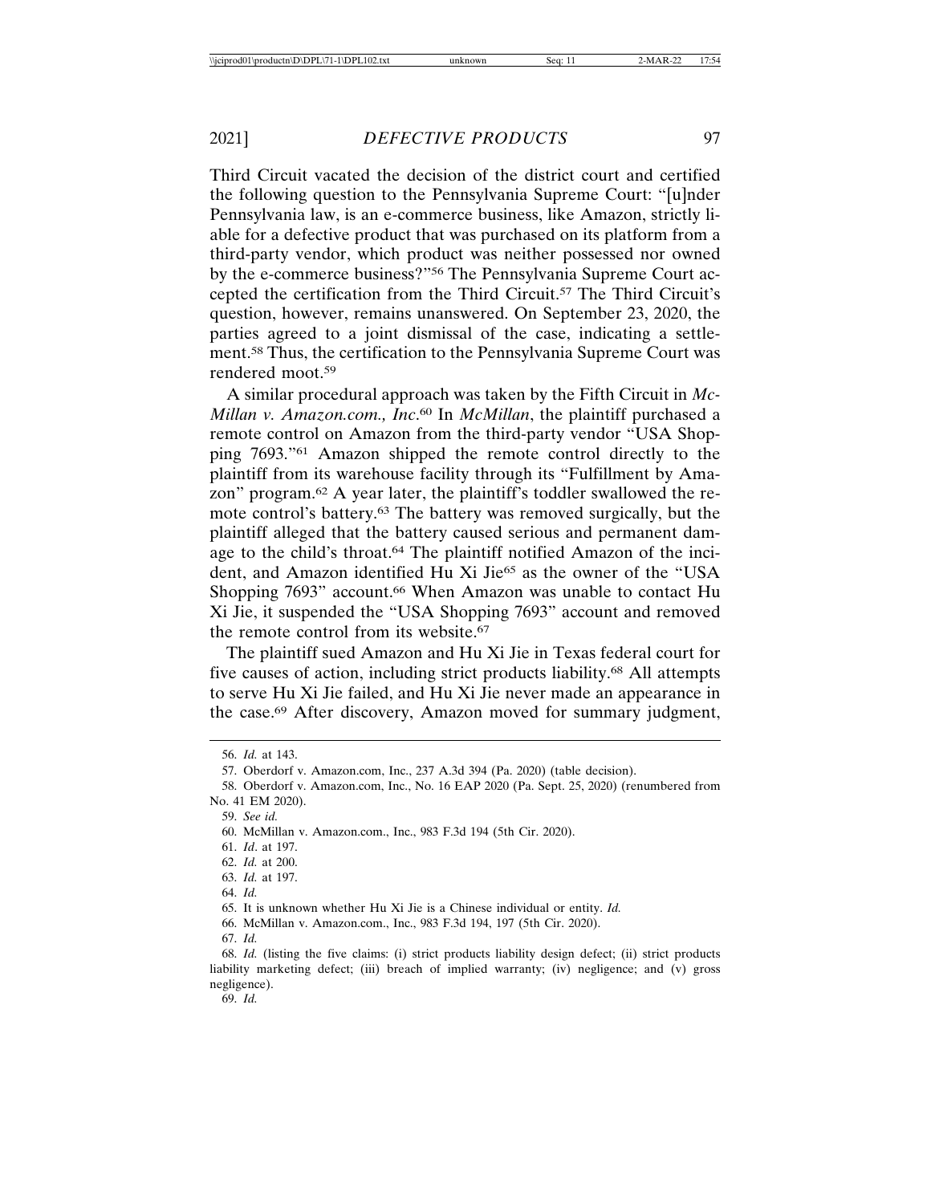Third Circuit vacated the decision of the district court and certified the following question to the Pennsylvania Supreme Court: "[u]nder Pennsylvania law, is an e-commerce business, like Amazon, strictly liable for a defective product that was purchased on its platform from a third-party vendor, which product was neither possessed nor owned by the e-commerce business?"[56] The Pennsylvania Supreme Court accepted the certification from the Third Circuit.[57] The Third Circuit's question, however, remains unanswered. On September 23, 2020, the parties agreed to a joint dismissal of the case, indicating a settlement.[58] Thus, the certification to the Pennsylvania Supreme Court was rendered moot.[59]

A similar procedural approach was taken by the Fifth Circuit in *McMillan v. Amazon.com., Inc*.[60] In *McMillan*, the plaintiff purchased a remote control on Amazon from the third-party vendor "USA Shopping 7693."[61] Amazon shipped the remote control directly to the plaintiff from its warehouse facility through its "Fulfillment by Amazon" program.[62] A year later, the plaintiff's toddler swallowed the remote control's battery.[63] The battery was removed surgically, but the plaintiff alleged that the battery caused serious and permanent damage to the child's throat.[64] The plaintiff notified Amazon of the incident, and Amazon identified Hu Xi Jie[65] as the owner of the "USA Shopping 7693" account.[66] When Amazon was unable to contact Hu Xi Jie, it suspended the "USA Shopping 7693" account and removed the remote control from its website.[67]

The plaintiff sued Amazon and Hu Xi Jie in Texas federal court for five causes of action, including strict products liability.[68] All attempts to serve Hu Xi Jie failed, and Hu Xi Jie never made an appearance in the case.[69] After discovery, Amazon moved for summary judgment,

---

56. *Id.* at 143.

57. Oberdorf v. Amazon.com, Inc., 237 A.3d 394 (Pa. 2020) (table decision).

58. Oberdorf v. Amazon.com, Inc., No. 16 EAP 2020 (Pa. Sept. 25, 2020) (renumbered from No. 41 EM 2020).

59. *See id.*

60. McMillan v. Amazon.com., Inc., 983 F.3d 194 (5th Cir. 2020).

61. *Id*. at 197.

62. *Id.* at 200.

63. *Id.* at 197.

64. *Id.*

65. It is unknown whether Hu Xi Jie is a Chinese individual or entity. *Id.*

66. McMillan v. Amazon.com., Inc., 983 F.3d 194, 197 (5th Cir. 2020).

67. *Id.*

68. *Id.* (listing the five claims: (i) strict products liability design defect; (ii) strict products liability marketing defect; (iii) breach of implied warranty; (iv) negligence; and (v) gross negligence).

69. *Id.*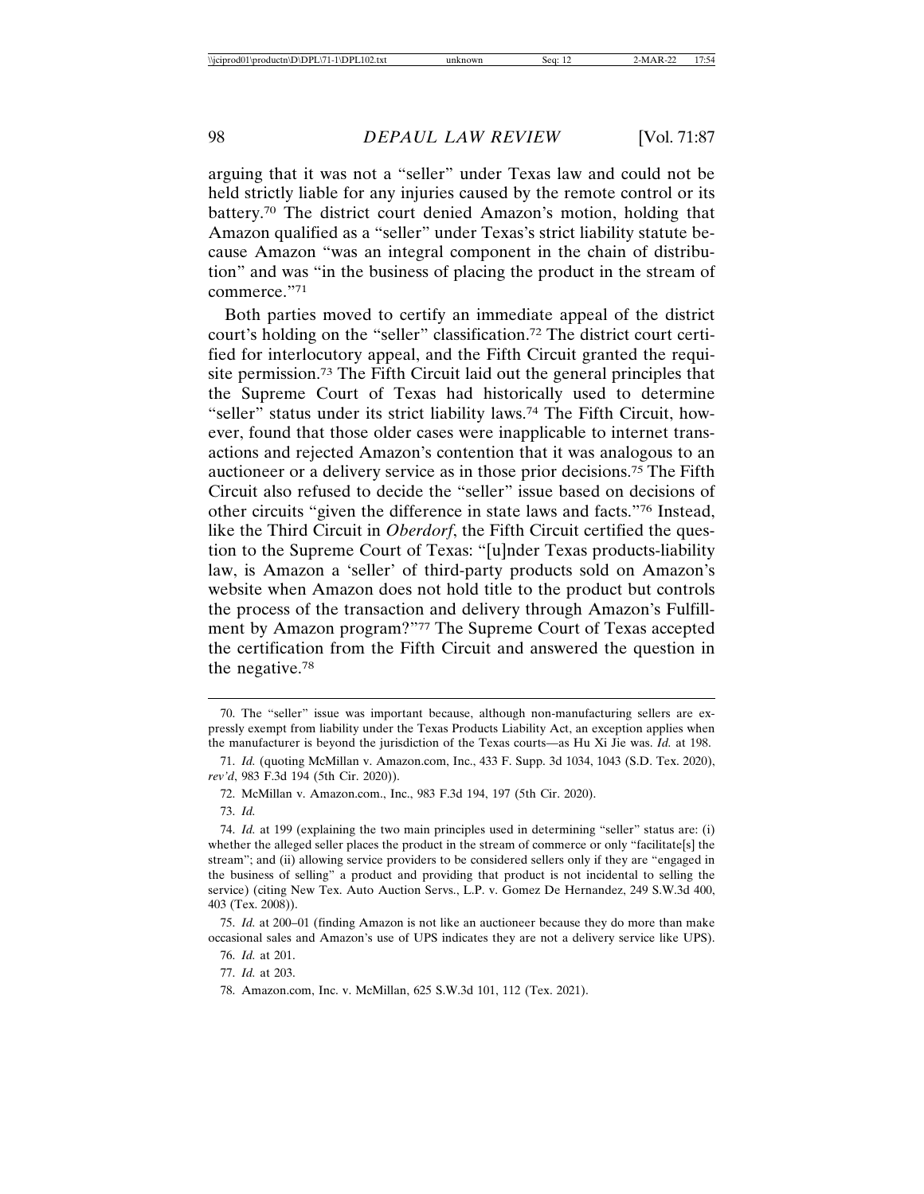arguing that it was not a "seller" under Texas law and could not be held strictly liable for any injuries caused by the remote control or its battery.[70] The district court denied Amazon's motion, holding that Amazon qualified as a "seller" under Texas's strict liability statute because Amazon "was an integral component in the chain of distribution" and was "in the business of placing the product in the stream of commerce."[71]

Both parties moved to certify an immediate appeal of the district court's holding on the "seller" classification.[72] The district court certified for interlocutory appeal, and the Fifth Circuit granted the requisite permission.[73] The Fifth Circuit laid out the general principles that the Supreme Court of Texas had historically used to determine "seller" status under its strict liability laws.[74] The Fifth Circuit, however, found that those older cases were inapplicable to internet transactions and rejected Amazon's contention that it was analogous to an auctioneer or a delivery service as in those prior decisions.[75] The Fifth Circuit also refused to decide the "seller" issue based on decisions of other circuits "given the difference in state laws and facts."[76] Instead, like the Third Circuit in *Oberdorf*, the Fifth Circuit certified the question to the Supreme Court of Texas: "[u]nder Texas products-liability law, is Amazon a 'seller' of third-party products sold on Amazon's website when Amazon does not hold title to the product but controls the process of the transaction and delivery through Amazon's Fulfillment by Amazon program?"[77] The Supreme Court of Texas accepted the certification from the Fifth Circuit and answered the question in the negative.[78]

---

70. The "seller" issue was important because, although non-manufacturing sellers are expressly exempt from liability under the Texas Products Liability Act, an exception applies when the manufacturer is beyond the jurisdiction of the Texas courts—as Hu Xi Jie was. *Id.* at 198.

71. *Id.* (quoting McMillan v. Amazon.com, Inc., 433 F. Supp. 3d 1034, 1043 (S.D. Tex. 2020), *rev'd*, 983 F.3d 194 (5th Cir. 2020)).

72. McMillan v. Amazon.com., Inc., 983 F.3d 194, 197 (5th Cir. 2020).

73. *Id.*

74. *Id.* at 199 (explaining the two main principles used in determining "seller" status are: (i) whether the alleged seller places the product in the stream of commerce or only "facilitate[s] the stream"; and (ii) allowing service providers to be considered sellers only if they are "engaged in the business of selling" a product and providing that product is not incidental to selling the service) (citing New Tex. Auto Auction Servs., L.P. v. Gomez De Hernandez, 249 S.W.3d 400, 403 (Tex. 2008)).

75. *Id.* at 200–01 (finding Amazon is not like an auctioneer because they do more than make occasional sales and Amazon's use of UPS indicates they are not a delivery service like UPS).

76. *Id.* at 201.

77. *Id.* at 203.

78. Amazon.com, Inc. v. McMillan, 625 S.W.3d 101, 112 (Tex. 2021).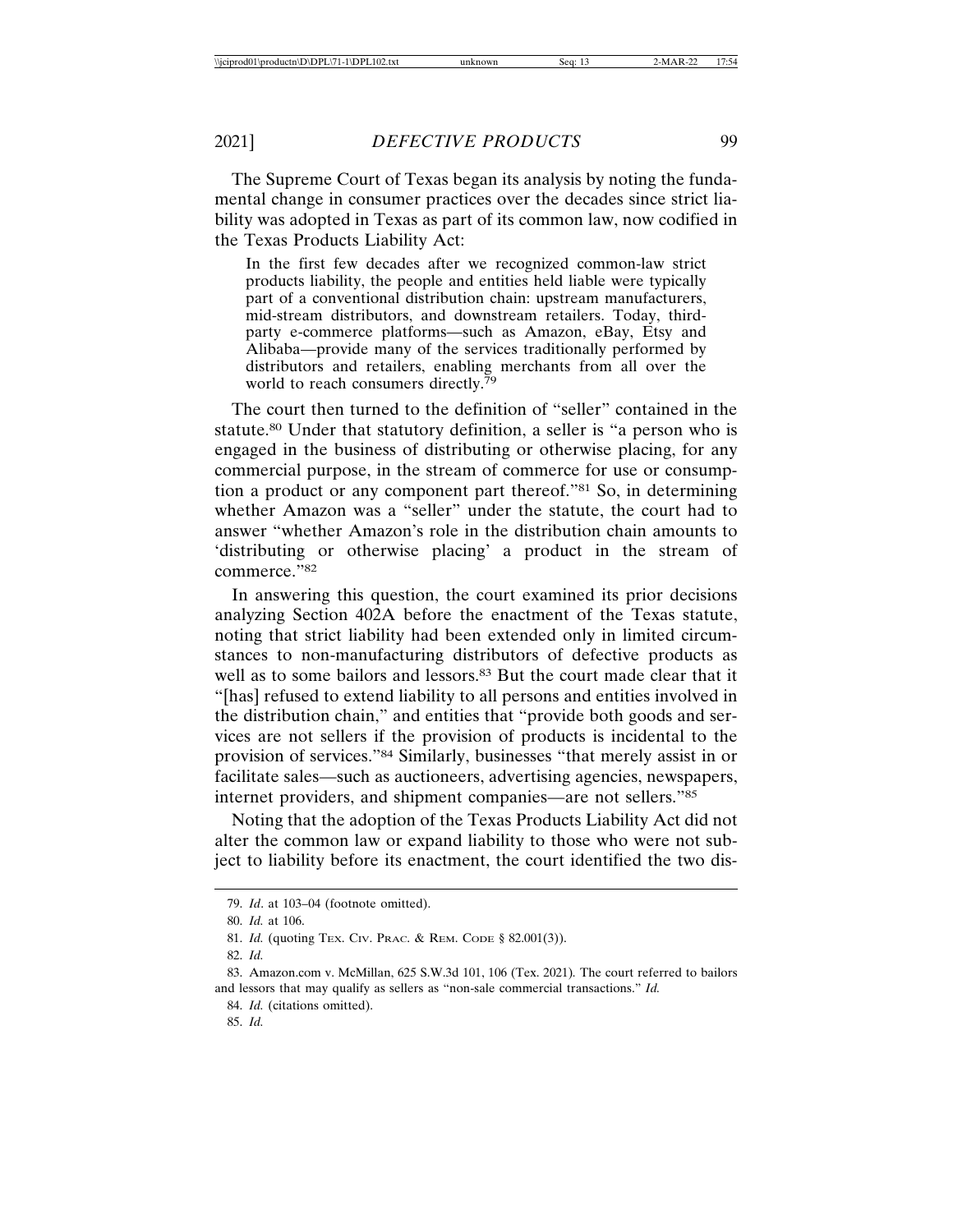The Supreme Court of Texas began its analysis by noting the fundamental change in consumer practices over the decades since strict liability was adopted in Texas as part of its common law, now codified in the Texas Products Liability Act:

> In the first few decades after we recognized common-law strict products liability, the people and entities held liable were typically part of a conventional distribution chain: upstream manufacturers, mid-stream distributors, and downstream retailers. Today, third-party e-commerce platforms—such as Amazon, eBay, Etsy and Alibaba—provide many of the services traditionally performed by distributors and retailers, enabling merchants from all over the world to reach consumers directly.[79]

The court then turned to the definition of "seller" contained in the statute.[80] Under that statutory definition, a seller is "a person who is engaged in the business of distributing or otherwise placing, for any commercial purpose, in the stream of commerce for use or consumption a product or any component part thereof."[81] So, in determining whether Amazon was a "seller" under the statute, the court had to answer "whether Amazon's role in the distribution chain amounts to 'distributing or otherwise placing' a product in the stream of commerce."[82]

In answering this question, the court examined its prior decisions analyzing Section 402A before the enactment of the Texas statute, noting that strict liability had been extended only in limited circumstances to non-manufacturing distributors of defective products as well as to some bailors and lessors.[83] But the court made clear that it "[has] refused to extend liability to all persons and entities involved in the distribution chain," and entities that "provide both goods and services are not sellers if the provision of products is incidental to the provision of services."[84] Similarly, businesses "that merely assist in or facilitate sales—such as auctioneers, advertising agencies, newspapers, internet providers, and shipment companies—are not sellers."[85]

Noting that the adoption of the Texas Products Liability Act did not alter the common law or expand liability to those who were not subject to liability before its enactment, the court identified the two dis-

---

79. *Id*. at 103–04 (footnote omitted).

80. *Id.* at 106.

81. *Id.* (quoting TEX. CIV. PRAC. & REM. CODE § 82.001(3)).

82. *Id.*

83. Amazon.com v. McMillan, 625 S.W.3d 101, 106 (Tex. 2021). The court referred to bailors and lessors that may qualify as sellers as "non-sale commercial transactions." *Id.*

84. *Id.* (citations omitted).

85. *Id.*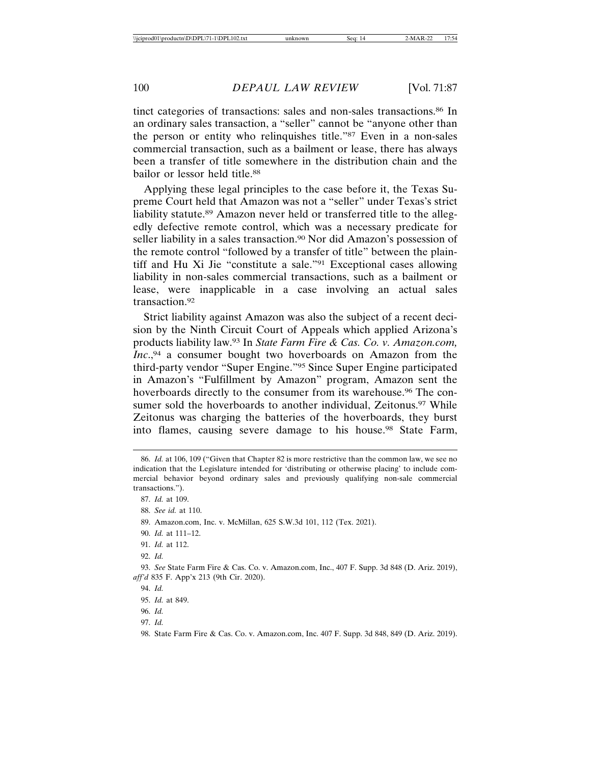tinct categories of transactions: sales and non-sales transactions.[86] In an ordinary sales transaction, a "seller" cannot be "anyone other than the person or entity who relinquishes title."[87] Even in a non-sales commercial transaction, such as a bailment or lease, there has always been a transfer of title somewhere in the distribution chain and the bailor or lessor held title.[88]

Applying these legal principles to the case before it, the Texas Supreme Court held that Amazon was not a "seller" under Texas's strict liability statute.[89] Amazon never held or transferred title to the allegedly defective remote control, which was a necessary predicate for seller liability in a sales transaction.[90] Nor did Amazon's possession of the remote control "followed by a transfer of title" between the plaintiff and Hu Xi Jie "constitute a sale."[91] Exceptional cases allowing liability in non-sales commercial transactions, such as a bailment or lease, were inapplicable in a case involving an actual sales transaction.[92]

Strict liability against Amazon was also the subject of a recent decision by the Ninth Circuit Court of Appeals which applied Arizona's products liability law.[93] In *State Farm Fire & Cas. Co. v. Amazon.com, Inc.*,[94] a consumer bought two hoverboards on Amazon from the third-party vendor "Super Engine."[95] Since Super Engine participated in Amazon's "Fulfillment by Amazon" program, Amazon sent the hoverboards directly to the consumer from its warehouse.[96] The consumer sold the hoverboards to another individual, Zeitonus.[97] While Zeitonus was charging the batteries of the hoverboards, they burst into flames, causing severe damage to his house.[98] State Farm,

---

86. *Id.* at 106, 109 ("Given that Chapter 82 is more restrictive than the common law, we see no indication that the Legislature intended for 'distributing or otherwise placing' to include commercial behavior beyond ordinary sales and previously qualifying non-sale commercial transactions.").

87. *Id.* at 109.

88. *See id.* at 110.

89. Amazon.com, Inc. v. McMillan, 625 S.W.3d 101, 112 (Tex. 2021).

90. *Id.* at 111–12.

91. *Id.* at 112.

92. *Id.*

93. *See* State Farm Fire & Cas. Co. v. Amazon.com, Inc., 407 F. Supp. 3d 848 (D. Ariz. 2019), *aff'd* 835 F. App'x 213 (9th Cir. 2020).

94. *Id.*

95. *Id.* at 849.

96. *Id.*

97. *Id.*

98. State Farm Fire & Cas. Co. v. Amazon.com, Inc. 407 F. Supp. 3d 848, 849 (D. Ariz. 2019).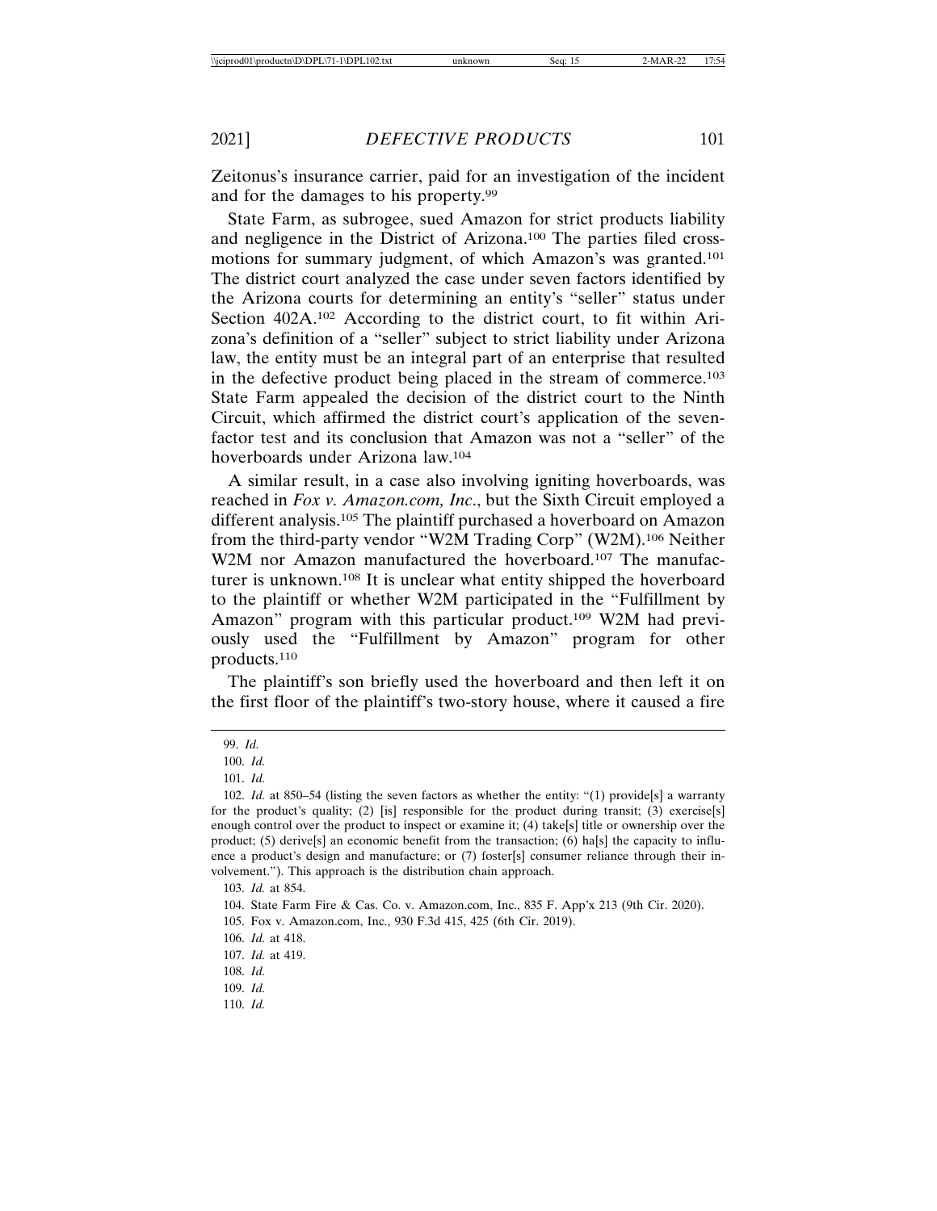Zeitonus's insurance carrier, paid for an investigation of the incident and for the damages to his property.[99]

State Farm, as subrogee, sued Amazon for strict products liability and negligence in the District of Arizona.[100] The parties filed cross-motions for summary judgment, of which Amazon's was granted.[101] The district court analyzed the case under seven factors identified by the Arizona courts for determining an entity's "seller" status under Section 402A.[102] According to the district court, to fit within Arizona's definition of a "seller" subject to strict liability under Arizona law, the entity must be an integral part of an enterprise that resulted in the defective product being placed in the stream of commerce.[103] State Farm appealed the decision of the district court to the Ninth Circuit, which affirmed the district court's application of the seven-factor test and its conclusion that Amazon was not a "seller" of the hoverboards under Arizona law.[104]

A similar result, in a case also involving igniting hoverboards, was reached in *Fox v. Amazon.com, Inc*., but the Sixth Circuit employed a different analysis.[105] The plaintiff purchased a hoverboard on Amazon from the third-party vendor "W2M Trading Corp" (W2M).[106] Neither W2M nor Amazon manufactured the hoverboard.[107] The manufacturer is unknown.[108] It is unclear what entity shipped the hoverboard to the plaintiff or whether W2M participated in the "Fulfillment by Amazon" program with this particular product.[109] W2M had previously used the "Fulfillment by Amazon" program for other products.[110]

The plaintiff's son briefly used the hoverboard and then left it on the first floor of the plaintiff's two-story house, where it caused a fire

---

99. *Id.*

100. *Id.*

101. *Id.*

102. *Id.* at 850–54 (listing the seven factors as whether the entity: "(1) provide[s] a warranty for the product's quality; (2) [is] responsible for the product during transit; (3) exercise[s] enough control over the product to inspect or examine it; (4) take[s] title or ownership over the product; (5) derive[s] an economic benefit from the transaction; (6) ha[s] the capacity to influence a product's design and manufacture; or (7) foster[s] consumer reliance through their involvement."). This approach is the distribution chain approach.

103. *Id.* at 854.

104. State Farm Fire & Cas. Co. v. Amazon.com, Inc., 835 F. App'x 213 (9th Cir. 2020).

105. Fox v. Amazon.com, Inc., 930 F.3d 415, 425 (6th Cir. 2019).

106. *Id.* at 418.

107. *Id.* at 419.

108. *Id.*

109. *Id.*

110. *Id.*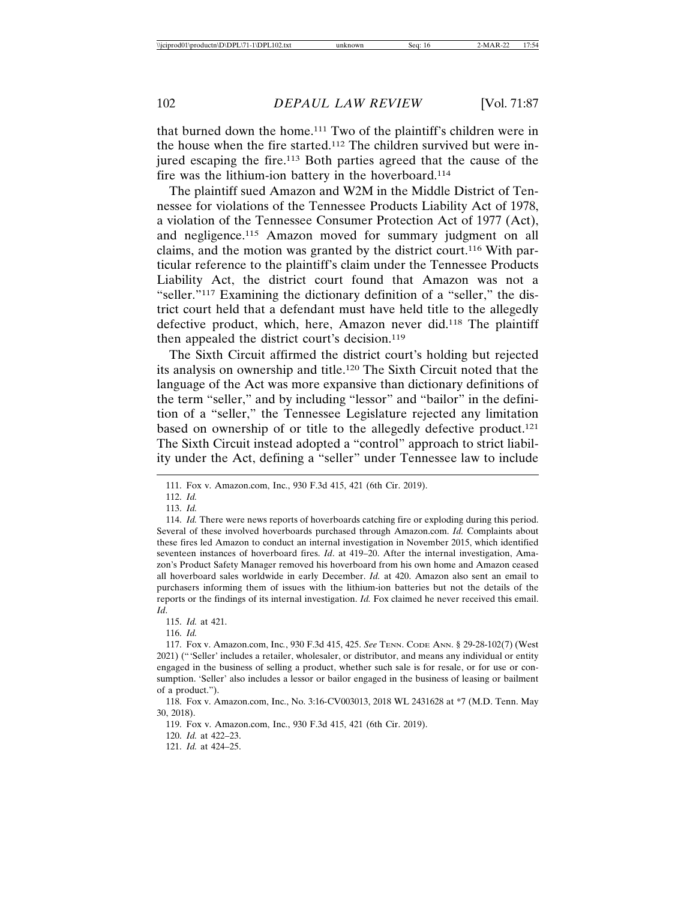that burned down the home.[111] Two of the plaintiff's children were in the house when the fire started.[112] The children survived but were injured escaping the fire.[113] Both parties agreed that the cause of the fire was the lithium-ion battery in the hoverboard.[114]

The plaintiff sued Amazon and W2M in the Middle District of Tennessee for violations of the Tennessee Products Liability Act of 1978, a violation of the Tennessee Consumer Protection Act of 1977 (Act), and negligence.[115] Amazon moved for summary judgment on all claims, and the motion was granted by the district court.[116] With particular reference to the plaintiff's claim under the Tennessee Products Liability Act, the district court found that Amazon was not a "seller."[117] Examining the dictionary definition of a "seller," the district court held that a defendant must have held title to the allegedly defective product, which, here, Amazon never did.[118] The plaintiff then appealed the district court's decision.[119]

The Sixth Circuit affirmed the district court's holding but rejected its analysis on ownership and title.[120] The Sixth Circuit noted that the language of the Act was more expansive than dictionary definitions of the term "seller," and by including "lessor" and "bailor" in the definition of a "seller," the Tennessee Legislature rejected any limitation based on ownership of or title to the allegedly defective product.[121] The Sixth Circuit instead adopted a "control" approach to strict liability under the Act, defining a "seller" under Tennessee law to include

---

111. Fox v. Amazon.com, Inc., 930 F.3d 415, 421 (6th Cir. 2019).

112. *Id.*

113. *Id.*

114. *Id.* There were news reports of hoverboards catching fire or exploding during this period. Several of these involved hoverboards purchased through Amazon.com. *Id.* Complaints about these fires led Amazon to conduct an internal investigation in November 2015, which identified seventeen instances of hoverboard fires. *Id*. at 419–20. After the internal investigation, Amazon's Product Safety Manager removed his hoverboard from his own home and Amazon ceased all hoverboard sales worldwide in early December. *Id.* at 420. Amazon also sent an email to purchasers informing them of issues with the lithium-ion batteries but not the details of the reports or the findings of its internal investigation. *Id.* Fox claimed he never received this email. *Id*.

115. *Id.* at 421.

116. *Id.*

117. Fox v. Amazon.com, Inc., 930 F.3d 415, 425. *See* TENN. CODE ANN. § 29-28-102(7) (West 2021) ("'Seller' includes a retailer, wholesaler, or distributor, and means any individual or entity engaged in the business of selling a product, whether such sale is for resale, or for use or consumption. 'Seller' also includes a lessor or bailor engaged in the business of leasing or bailment of a product.").

118. Fox v. Amazon.com, Inc., No. 3:16-CV003013, 2018 WL 2431628 at *7 (M.D. Tenn. May 30, 2018).

119. Fox v. Amazon.com, Inc., 930 F.3d 415, 421 (6th Cir. 2019).

120. *Id.* at 422–23.

121. *Id.* at 424–25.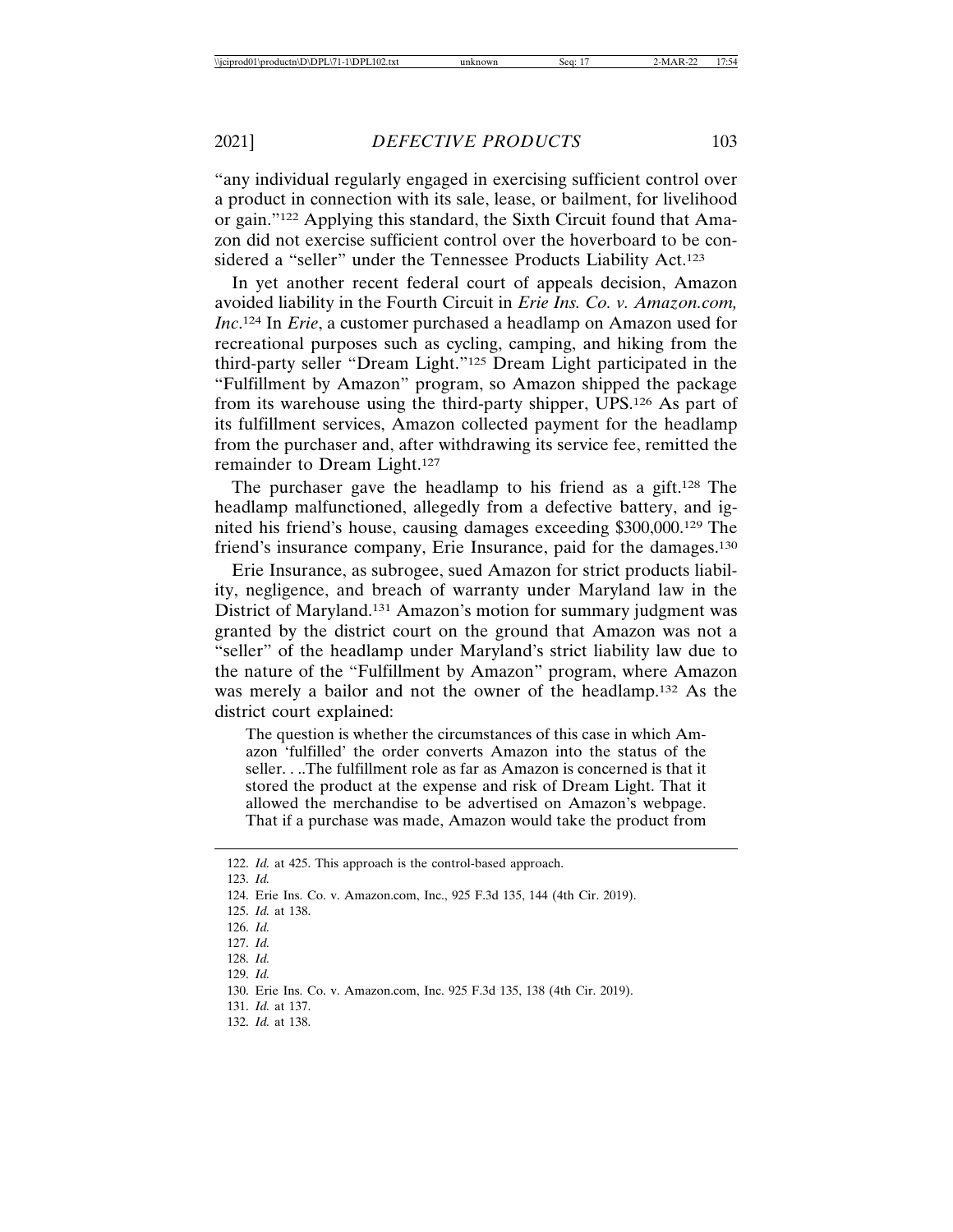"any individual regularly engaged in exercising sufficient control over a product in connection with its sale, lease, or bailment, for livelihood or gain."[122] Applying this standard, the Sixth Circuit found that Amazon did not exercise sufficient control over the hoverboard to be considered a "seller" under the Tennessee Products Liability Act.[123]

In yet another recent federal court of appeals decision, Amazon avoided liability in the Fourth Circuit in *Erie Ins. Co. v. Amazon.com, Inc*.[124] In *Erie*, a customer purchased a headlamp on Amazon used for recreational purposes such as cycling, camping, and hiking from the third-party seller "Dream Light."[125] Dream Light participated in the "Fulfillment by Amazon" program, so Amazon shipped the package from its warehouse using the third-party shipper, UPS.[126] As part of its fulfillment services, Amazon collected payment for the headlamp from the purchaser and, after withdrawing its service fee, remitted the remainder to Dream Light.[127]

The purchaser gave the headlamp to his friend as a gift.[128] The headlamp malfunctioned, allegedly from a defective battery, and ignited his friend's house, causing damages exceeding $300,000.[129] The friend's insurance company, Erie Insurance, paid for the damages.[130]

Erie Insurance, as subrogee, sued Amazon for strict products liability, negligence, and breach of warranty under Maryland law in the District of Maryland.[131] Amazon's motion for summary judgment was granted by the district court on the ground that Amazon was not a "seller" of the headlamp under Maryland's strict liability law due to the nature of the "Fulfillment by Amazon" program, where Amazon was merely a bailor and not the owner of the headlamp.[132] As the district court explained:

> The question is whether the circumstances of this case in which Amazon 'fulfilled' the order converts Amazon into the status of the seller. . . .The fulfillment role as far as Amazon is concerned is that it stored the product at the expense and risk of Dream Light. That it allowed the merchandise to be advertised on Amazon's webpage. That if a purchase was made, Amazon would take the product from

---

122. *Id.* at 425. This approach is the control-based approach.
123. *Id.*
124. Erie Ins. Co. v. Amazon.com, Inc., 925 F.3d 135, 144 (4th Cir. 2019).
125. *Id.* at 138.
126. *Id.*
127. *Id.*
128. *Id.*
129. *Id.*
130. Erie Ins. Co. v. Amazon.com, Inc. 925 F.3d 135, 138 (4th Cir. 2019).
131. *Id.* at 137.
132. *Id.* at 138.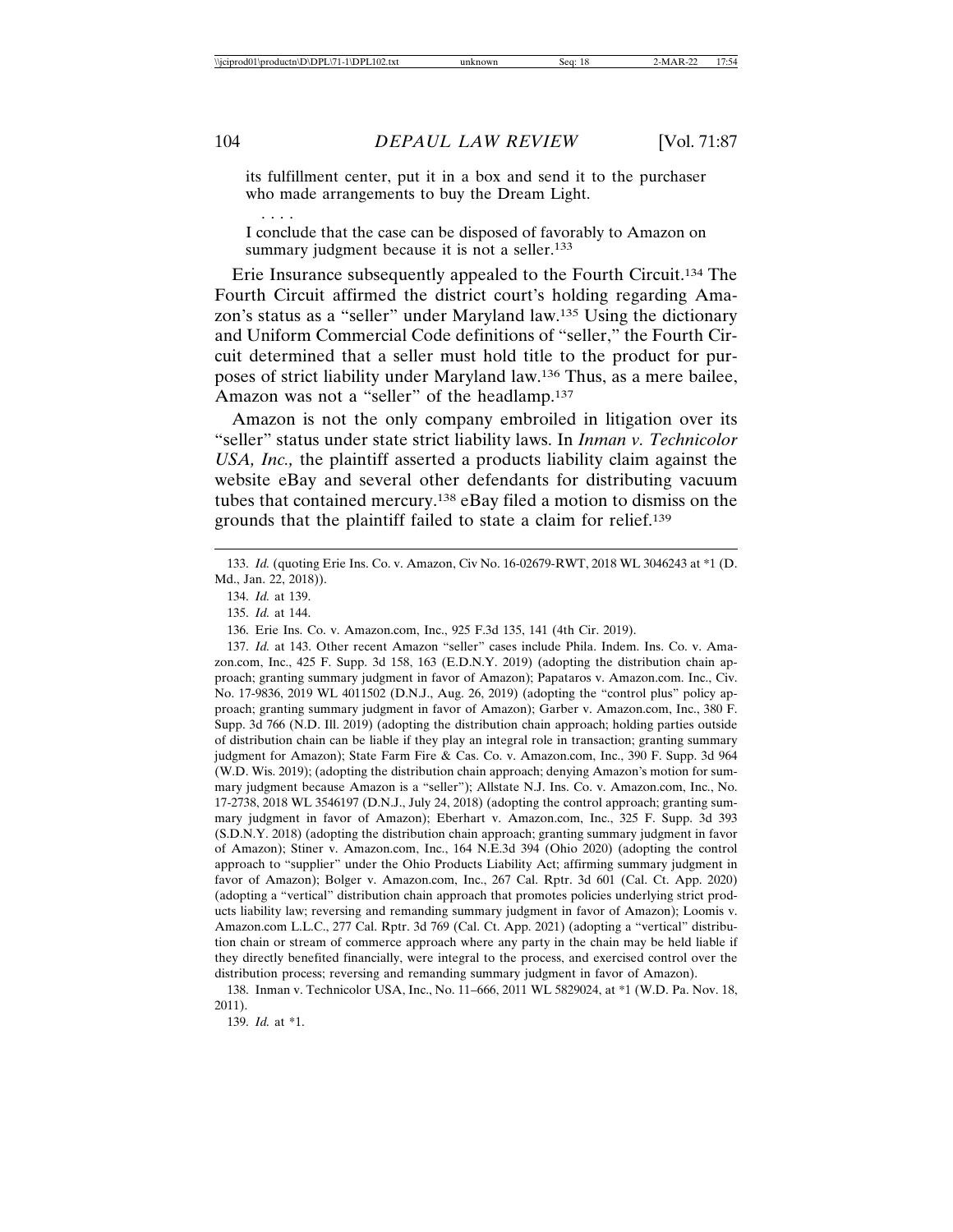its fulfillment center, put it in a box and send it to the purchaser who made arrangements to buy the Dream Light.

> . . . .
>
> I conclude that the case can be disposed of favorably to Amazon on summary judgment because it is not a seller.[133]

Erie Insurance subsequently appealed to the Fourth Circuit.[134] The Fourth Circuit affirmed the district court's holding regarding Amazon's status as a "seller" under Maryland law.[135] Using the dictionary and Uniform Commercial Code definitions of "seller," the Fourth Circuit determined that a seller must hold title to the product for purposes of strict liability under Maryland law.[136] Thus, as a mere bailee, Amazon was not a "seller" of the headlamp.[137]

Amazon is not the only company embroiled in litigation over its "seller" status under state strict liability laws. In *Inman v. Technicolor USA, Inc.,* the plaintiff asserted a products liability claim against the website eBay and several other defendants for distributing vacuum tubes that contained mercury.[138] eBay filed a motion to dismiss on the grounds that the plaintiff failed to state a claim for relief.[139]

---

133. *Id.* (quoting Erie Ins. Co. v. Amazon, Civ No. 16-02679-RWT, 2018 WL 3046243 at *1 (D. Md., Jan. 22, 2018)).

134. *Id.* at 139.

135. *Id.* at 144.

136. Erie Ins. Co. v. Amazon.com, Inc., 925 F.3d 135, 141 (4th Cir. 2019).

137. *Id.* at 143. Other recent Amazon "seller" cases include Phila. Indem. Ins. Co. v. Amazon.com, Inc., 425 F. Supp. 3d 158, 163 (E.D.N.Y. 2019) (adopting the distribution chain approach; granting summary judgment in favor of Amazon); Papataros v. Amazon.com. Inc., Civ. No. 17-9836, 2019 WL 4011502 (D.N.J., Aug. 26, 2019) (adopting the "control plus" policy approach; granting summary judgment in favor of Amazon); Garber v. Amazon.com, Inc., 380 F. Supp. 3d 766 (N.D. Ill. 2019) (adopting the distribution chain approach; holding parties outside of distribution chain can be liable if they play an integral role in transaction; granting summary judgment for Amazon); State Farm Fire & Cas. Co. v. Amazon.com, Inc., 390 F. Supp. 3d 964 (W.D. Wis. 2019); (adopting the distribution chain approach; denying Amazon's motion for summary judgment because Amazon is a "seller"); Allstate N.J. Ins. Co. v. Amazon.com, Inc., No. 17-2738, 2018 WL 3546197 (D.N.J., July 24, 2018) (adopting the control approach; granting summary judgment in favor of Amazon); Eberhart v. Amazon.com, Inc., 325 F. Supp. 3d 393 (S.D.N.Y. 2018) (adopting the distribution chain approach; granting summary judgment in favor of Amazon); Stiner v. Amazon.com, Inc., 164 N.E.3d 394 (Ohio 2020) (adopting the control approach to "supplier" under the Ohio Products Liability Act; affirming summary judgment in favor of Amazon); Bolger v. Amazon.com, Inc., 267 Cal. Rptr. 3d 601 (Cal. Ct. App. 2020) (adopting a "vertical" distribution chain approach that promotes policies underlying strict products liability law; reversing and remanding summary judgment in favor of Amazon); Loomis v. Amazon.com L.L.C., 277 Cal. Rptr. 3d 769 (Cal. Ct. App. 2021) (adopting a "vertical" distribution chain or stream of commerce approach where any party in the chain may be held liable if they directly benefited financially, were integral to the process, and exercised control over the distribution process; reversing and remanding summary judgment in favor of Amazon).

138. Inman v. Technicolor USA, Inc., No. 11–666, 2011 WL 5829024, at *1 (W.D. Pa. Nov. 18, 2011).

139. *Id.* at *1.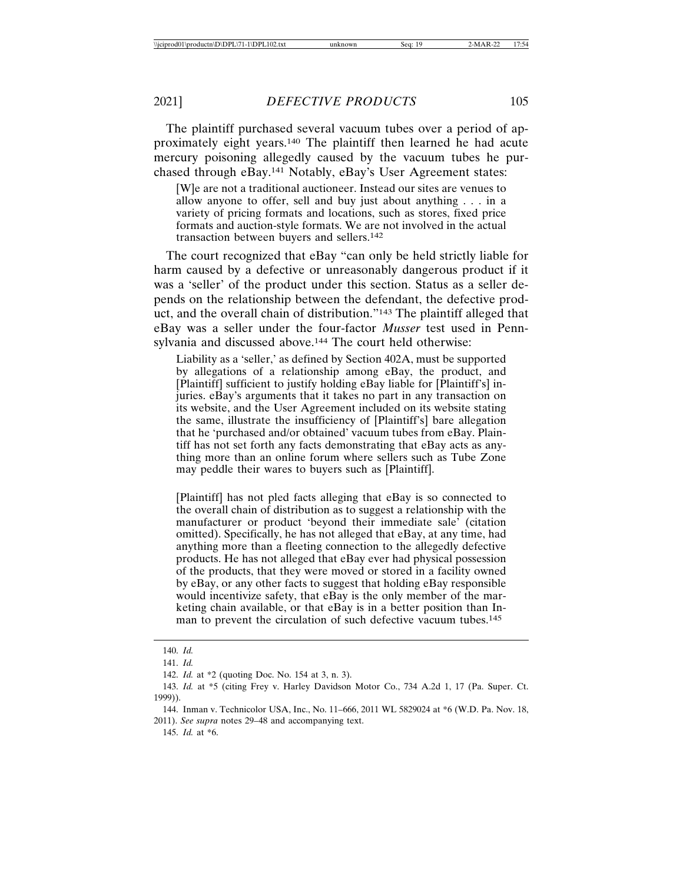The plaintiff purchased several vacuum tubes over a period of approximately eight years.[140] The plaintiff then learned he had acute mercury poisoning allegedly caused by the vacuum tubes he purchased through eBay.[141] Notably, eBay's User Agreement states:

> [W]e are not a traditional auctioneer. Instead our sites are venues to allow anyone to offer, sell and buy just about anything . . . in a variety of pricing formats and locations, such as stores, fixed price formats and auction-style formats. We are not involved in the actual transaction between buyers and sellers.[142]

The court recognized that eBay "can only be held strictly liable for harm caused by a defective or unreasonably dangerous product if it was a 'seller' of the product under this section. Status as a seller depends on the relationship between the defendant, the defective product, and the overall chain of distribution."[143] The plaintiff alleged that eBay was a seller under the four-factor *Musser* test used in Pennsylvania and discussed above.[144] The court held otherwise:

> Liability as a 'seller,' as defined by Section 402A, must be supported by allegations of a relationship among eBay, the product, and [Plaintiff] sufficient to justify holding eBay liable for [Plaintiff's] injuries. eBay's arguments that it takes no part in any transaction on its website, and the User Agreement included on its website stating the same, illustrate the insufficiency of [Plaintiff's] bare allegation that he 'purchased and/or obtained' vacuum tubes from eBay. Plaintiff has not set forth any facts demonstrating that eBay acts as anything more than an online forum where sellers such as Tube Zone may peddle their wares to buyers such as [Plaintiff].
>
> [Plaintiff] has not pled facts alleging that eBay is so connected to the overall chain of distribution as to suggest a relationship with the manufacturer or product 'beyond their immediate sale' (citation omitted). Specifically, he has not alleged that eBay, at any time, had anything more than a fleeting connection to the allegedly defective products. He has not alleged that eBay ever had physical possession of the products, that they were moved or stored in a facility owned by eBay, or any other facts to suggest that holding eBay responsible would incentivize safety, that eBay is the only member of the marketing chain available, or that eBay is in a better position than Inman to prevent the circulation of such defective vacuum tubes.[145]

---

140. *Id.*

141. *Id.*

142. *Id.* at *2 (quoting Doc. No. 154 at 3, n. 3).

143. *Id.* at *5 (citing Frey v. Harley Davidson Motor Co., 734 A.2d 1, 17 (Pa. Super. Ct. 1999)).

144. Inman v. Technicolor USA, Inc., No. 11–666, 2011 WL 5829024 at *6 (W.D. Pa. Nov. 18, 2011). *See supra* notes 29–48 and accompanying text.

145. *Id.* at *6.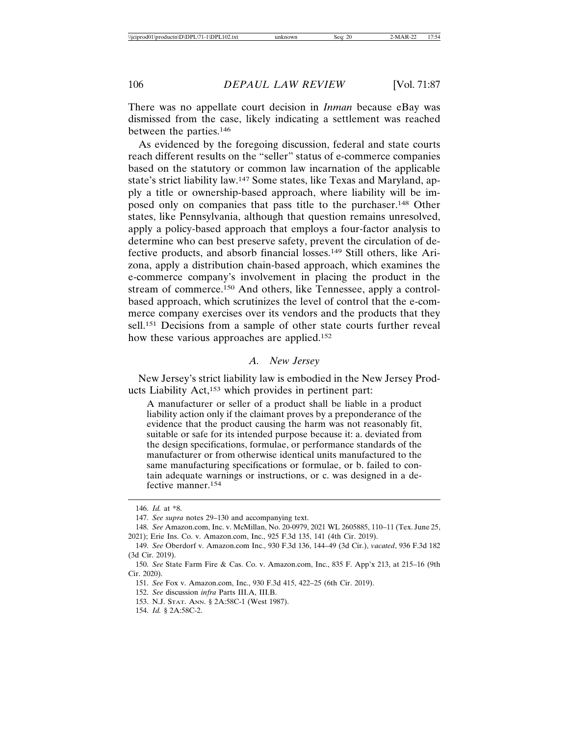There was no appellate court decision in *Inman* because eBay was dismissed from the case, likely indicating a settlement was reached between the parties.[146]

As evidenced by the foregoing discussion, federal and state courts reach different results on the "seller" status of e-commerce companies based on the statutory or common law incarnation of the applicable state's strict liability law.[147] Some states, like Texas and Maryland, apply a title or ownership-based approach, where liability will be imposed only on companies that pass title to the purchaser.[148] Other states, like Pennsylvania, although that question remains unresolved, apply a policy-based approach that employs a four-factor analysis to determine who can best preserve safety, prevent the circulation of defective products, and absorb financial losses.[149] Still others, like Arizona, apply a distribution chain-based approach, which examines the e-commerce company's involvement in placing the product in the stream of commerce.[150] And others, like Tennessee, apply a control-based approach, which scrutinizes the level of control that the e-commerce company exercises over its vendors and the products that they sell.[151] Decisions from a sample of other state courts further reveal how these various approaches are applied.[152]

### *A. New Jersey*

New Jersey's strict liability law is embodied in the New Jersey Products Liability Act,[153] which provides in pertinent part:

> A manufacturer or seller of a product shall be liable in a product liability action only if the claimant proves by a preponderance of the evidence that the product causing the harm was not reasonably fit, suitable or safe for its intended purpose because it: a. deviated from the design specifications, formulae, or performance standards of the manufacturer or from otherwise identical units manufactured to the same manufacturing specifications or formulae, or b. failed to contain adequate warnings or instructions, or c. was designed in a defective manner.[154]

---

146. *Id.* at *8.

147. *See supra* notes 29–130 and accompanying text.

148. *See* Amazon.com, Inc. v. McMillan, No. 20-0979, 2021 WL 2605885, 110–11 (Tex. June 25, 2021); Erie Ins. Co. v. Amazon.com, Inc., 925 F.3d 135, 141 (4th Cir. 2019).

149. *See* Oberdorf v. Amazon.com Inc., 930 F.3d 136, 144–49 (3d Cir.), *vacated*, 936 F.3d 182 (3d Cir. 2019).

150. *See* State Farm Fire & Cas. Co. v. Amazon.com, Inc., 835 F. App'x 213, at 215–16 (9th Cir. 2020).

151. *See* Fox v. Amazon.com, Inc., 930 F.3d 415, 422–25 (6th Cir. 2019).

152. *See* discussion *infra* Parts III.A, III.B.

153. N.J. Stat. Ann. § 2A:58C-1 (West 1987).

154. *Id.* § 2A:58C-2.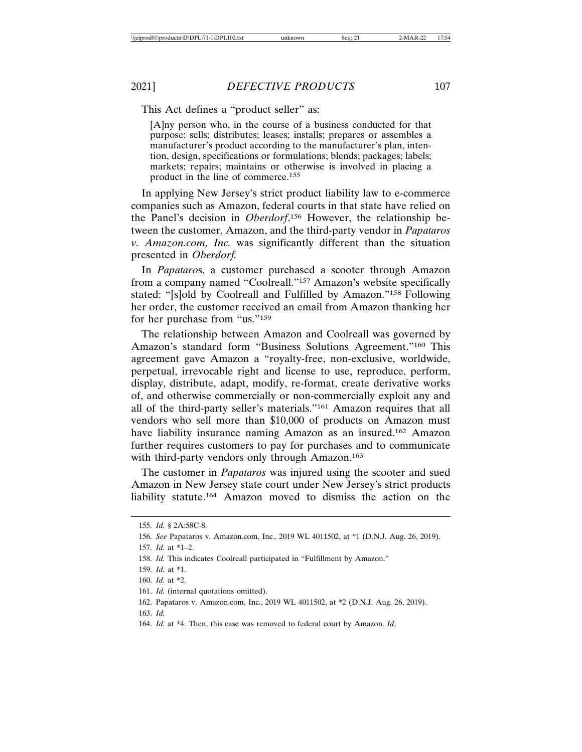This Act defines a "product seller" as:

> [A]ny person who, in the course of a business conducted for that purpose: sells; distributes; leases; installs; prepares or assembles a manufacturer's product according to the manufacturer's plan, intention, design, specifications or formulations; blends; packages; labels; markets; repairs; maintains or otherwise is involved in placing a product in the line of commerce.[155]

In applying New Jersey's strict product liability law to e-commerce companies such as Amazon, federal courts in that state have relied on the Panel's decision in *Oberdorf*.[156] However, the relationship between the customer, Amazon, and the third-party vendor in *Papataros v. Amazon.com, Inc.* was significantly different than the situation presented in *Oberdorf.*

In *Papataro*s, a customer purchased a scooter through Amazon from a company named "Coolreall."[157] Amazon's website specifically stated: "[s]old by Coolreall and Fulfilled by Amazon."[158] Following her order, the customer received an email from Amazon thanking her for her purchase from "us."[159]

The relationship between Amazon and Coolreall was governed by Amazon's standard form "Business Solutions Agreement."[160] This agreement gave Amazon a "royalty-free, non-exclusive, worldwide, perpetual, irrevocable right and license to use, reproduce, perform, display, distribute, adapt, modify, re-format, create derivative works of, and otherwise commercially or non-commercially exploit any and all of the third-party seller's materials."[161] Amazon requires that all vendors who sell more than $10,000 of products on Amazon must have liability insurance naming Amazon as an insured.[162] Amazon further requires customers to pay for purchases and to communicate with third-party vendors only through Amazon.[163]

The customer in *Papataros* was injured using the scooter and sued Amazon in New Jersey state court under New Jersey's strict products liability statute.[164] Amazon moved to dismiss the action on the

---

155. *Id.* § 2A:58C-8.

156. *See* Papataros v. Amazon.com, Inc., 2019 WL 4011502, at *1 (D.N.J. Aug. 26, 2019).

157. *Id.* at *1–2.

158. *Id.* This indicates Coolreall participated in "Fulfillment by Amazon."

159. *Id.* at *1.

160. *Id.* at *2.

161. *Id.* (internal quotations omitted).

162. Papataros v. Amazon.com, Inc., 2019 WL 4011502, at *2 (D.N.J. Aug. 26, 2019).

163. *Id.*

164. *Id.* at *4. Then, this case was removed to federal court by Amazon. *Id*.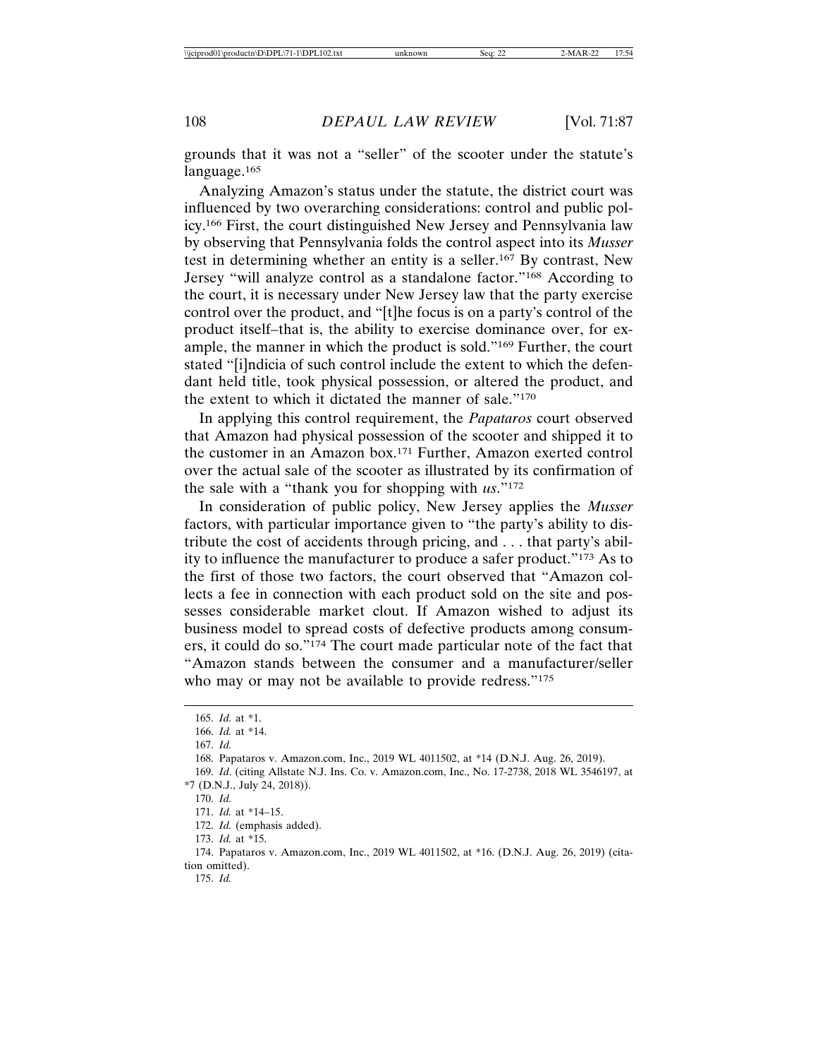grounds that it was not a "seller" of the scooter under the statute's language.[165]

Analyzing Amazon's status under the statute, the district court was influenced by two overarching considerations: control and public policy.[166] First, the court distinguished New Jersey and Pennsylvania law by observing that Pennsylvania folds the control aspect into its *Musser* test in determining whether an entity is a seller.[167] By contrast, New Jersey "will analyze control as a standalone factor."[168] According to the court, it is necessary under New Jersey law that the party exercise control over the product, and "[t]he focus is on a party's control of the product itself–that is, the ability to exercise dominance over, for example, the manner in which the product is sold."[169] Further, the court stated "[i]ndicia of such control include the extent to which the defendant held title, took physical possession, or altered the product, and the extent to which it dictated the manner of sale."[170]

In applying this control requirement, the *Papataros* court observed that Amazon had physical possession of the scooter and shipped it to the customer in an Amazon box.[171] Further, Amazon exerted control over the actual sale of the scooter as illustrated by its confirmation of the sale with a "thank you for shopping with *us*."[172]

In consideration of public policy, New Jersey applies the *Musser* factors, with particular importance given to "the party's ability to distribute the cost of accidents through pricing, and . . . that party's ability to influence the manufacturer to produce a safer product."[173] As to the first of those two factors, the court observed that "Amazon collects a fee in connection with each product sold on the site and possesses considerable market clout. If Amazon wished to adjust its business model to spread costs of defective products among consumers, it could do so."[174] The court made particular note of the fact that "Amazon stands between the consumer and a manufacturer/seller who may or may not be available to provide redress."[175]

---

165. *Id.* at *1.

166. *Id.* at *14.

167. *Id.*

168. Papataros v. Amazon.com, Inc., 2019 WL 4011502, at *14 (D.N.J. Aug. 26, 2019).

169. *Id*. (citing Allstate N.J. Ins. Co. v. Amazon.com, Inc., No. 17-2738, 2018 WL 3546197, at *7 (D.N.J., July 24, 2018)).

170. *Id.*

171. *Id.* at *14–15.

172. *Id.* (emphasis added).

173. *Id.* at *15.

174. Papataros v. Amazon.com, Inc., 2019 WL 4011502, at *16. (D.N.J. Aug. 26, 2019) (citation omitted).

175. *Id.*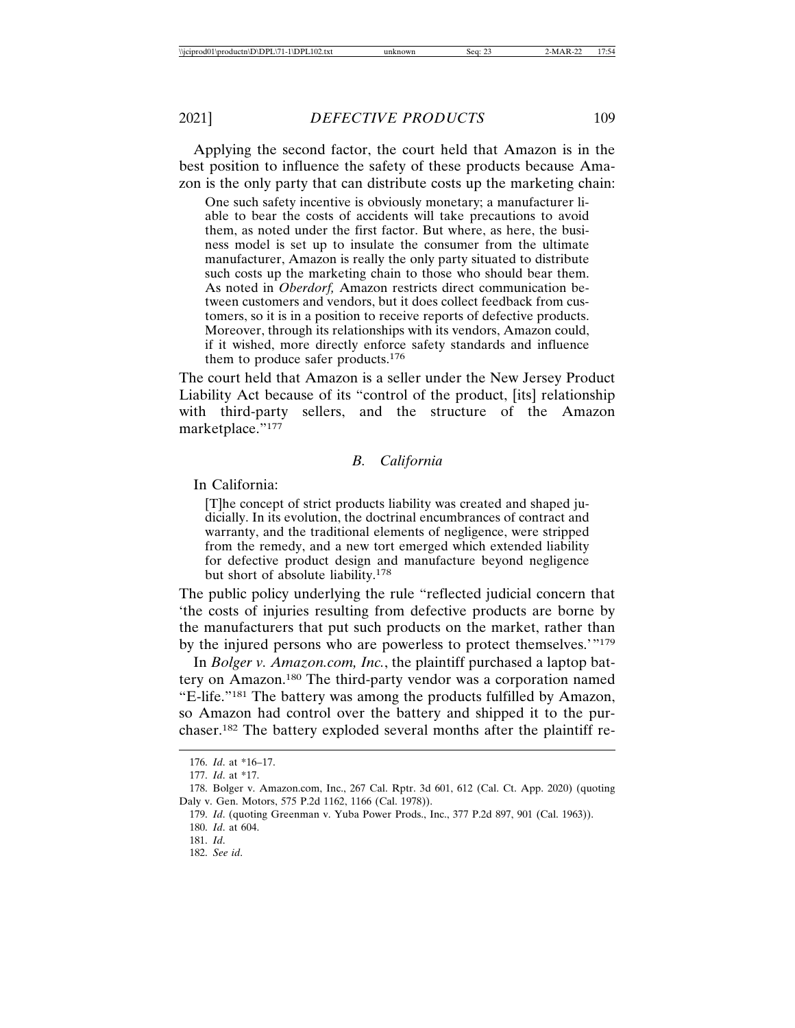Applying the second factor, the court held that Amazon is in the best position to influence the safety of these products because Amazon is the only party that can distribute costs up the marketing chain:

> One such safety incentive is obviously monetary; a manufacturer liable to bear the costs of accidents will take precautions to avoid them, as noted under the first factor. But where, as here, the business model is set up to insulate the consumer from the ultimate manufacturer, Amazon is really the only party situated to distribute such costs up the marketing chain to those who should bear them. As noted in *Oberdorf,* Amazon restricts direct communication between customers and vendors, but it does collect feedback from customers, so it is in a position to receive reports of defective products. Moreover, through its relationships with its vendors, Amazon could, if it wished, more directly enforce safety standards and influence them to produce safer products.[176]

The court held that Amazon is a seller under the New Jersey Product Liability Act because of its "control of the product, [its] relationship with third-party sellers, and the structure of the Amazon marketplace."[177]

### *B. California*

In California:

> [T]he concept of strict products liability was created and shaped judicially. In its evolution, the doctrinal encumbrances of contract and warranty, and the traditional elements of negligence, were stripped from the remedy, and a new tort emerged which extended liability for defective product design and manufacture beyond negligence but short of absolute liability.[178]

The public policy underlying the rule "reflected judicial concern that 'the costs of injuries resulting from defective products are borne by the manufacturers that put such products on the market, rather than by the injured persons who are powerless to protect themselves.'"[179]

In *Bolger v. Amazon.com, Inc.*, the plaintiff purchased a laptop battery on Amazon.[180] The third-party vendor was a corporation named "E-life."[181] The battery was among the products fulfilled by Amazon, so Amazon had control over the battery and shipped it to the purchaser.[182] The battery exploded several months after the plaintiff re-

---

176. *Id.* at *16–17.

177. *Id.* at *17.

178. Bolger v. Amazon.com, Inc., 267 Cal. Rptr. 3d 601, 612 (Cal. Ct. App. 2020) (quoting Daly v. Gen. Motors, 575 P.2d 1162, 1166 (Cal. 1978)).

179. *Id.* (quoting Greenman v. Yuba Power Prods., Inc., 377 P.2d 897, 901 (Cal. 1963)).

180. *Id.* at 604.

181. *Id.*

182. *See id.*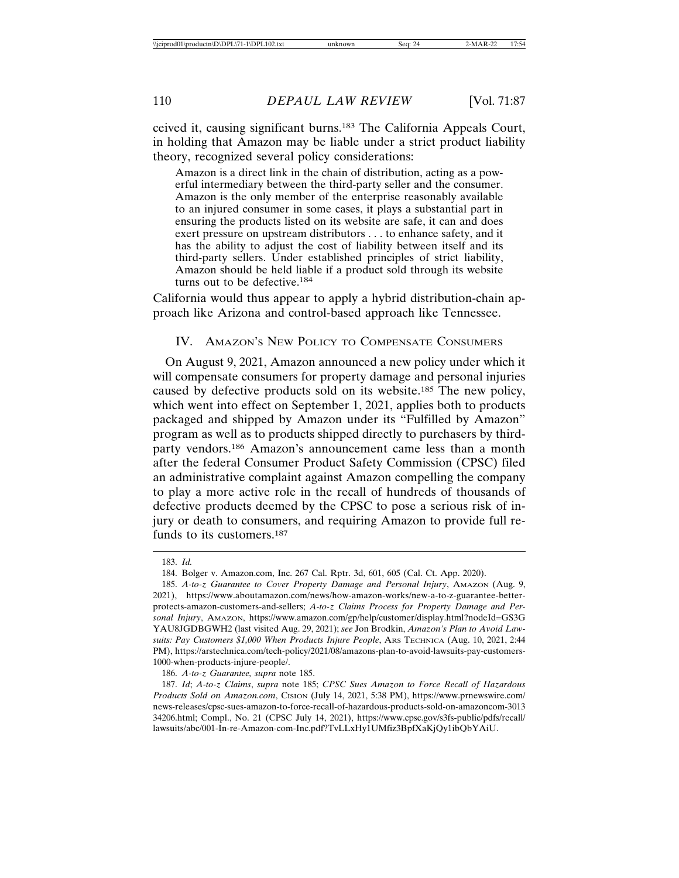ceived it, causing significant burns.[183] The California Appeals Court, in holding that Amazon may be liable under a strict product liability theory, recognized several policy considerations:

> Amazon is a direct link in the chain of distribution, acting as a powerful intermediary between the third-party seller and the consumer. Amazon is the only member of the enterprise reasonably available to an injured consumer in some cases, it plays a substantial part in ensuring the products listed on its website are safe, it can and does exert pressure on upstream distributors . . . to enhance safety, and it has the ability to adjust the cost of liability between itself and its third-party sellers. Under established principles of strict liability, Amazon should be held liable if a product sold through its website turns out to be defective.[184]

California would thus appear to apply a hybrid distribution-chain approach like Arizona and control-based approach like Tennessee.

## IV. Amazon's New Policy to Compensate Consumers

On August 9, 2021, Amazon announced a new policy under which it will compensate consumers for property damage and personal injuries caused by defective products sold on its website.[185] The new policy, which went into effect on September 1, 2021, applies both to products packaged and shipped by Amazon under its "Fulfilled by Amazon" program as well as to products shipped directly to purchasers by third-party vendors.[186] Amazon's announcement came less than a month after the federal Consumer Product Safety Commission (CPSC) filed an administrative complaint against Amazon compelling the company to play a more active role in the recall of hundreds of thousands of defective products deemed by the CPSC to pose a serious risk of injury or death to consumers, and requiring Amazon to provide full refunds to its customers.[187]

---

183. *Id.*

184. Bolger v. Amazon.com, Inc. 267 Cal. Rptr. 3d, 601, 605 (Cal. Ct. App. 2020).

185. *A-to-z Guarantee to Cover Property Damage and Personal Injury*, Amazon (Aug. 9, 2021), https://www.aboutamazon.com/news/how-amazon-works/new-a-to-z-guarantee-better-protects-amazon-customers-and-sellers; *A-to-z Claims Process for Property Damage and Personal Injury*, Amazon, https://www.amazon.com/gp/help/customer/display.html?nodeId=GS3GYAU8JGDBGWH2 (last visited Aug. 29, 2021); *see* Jon Brodkin, *Amazon's Plan to Avoid Lawsuits: Pay Customers $1,000 When Products Injure People*, Ars Technica (Aug. 10, 2021, 2:44 PM), https://arstechnica.com/tech-policy/2021/08/amazons-plan-to-avoid-lawsuits-pay-customers-1000-when-products-injure-people/.

186. *A-to-z Guarantee, supra* note 185.

187. *Id*; *A-to-z Claims*, *supra* note 185; *CPSC Sues Amazon to Force Recall of Hazardous Products Sold on Amazon.com*, Cision (July 14, 2021, 5:38 PM), https://www.prnewswire.com/news-releases/cpsc-sues-amazon-to-force-recall-of-hazardous-products-sold-on-amazoncom-301334206.html; Compl., No. 21 (CPSC July 14, 2021), https://www.cpsc.gov/s3fs-public/pdfs/recall/lawsuits/abc/001-In-re-Amazon-com-Inc.pdf?TvLLxHy1UMfiz3BpfXaKjQy1ibQbYAiU.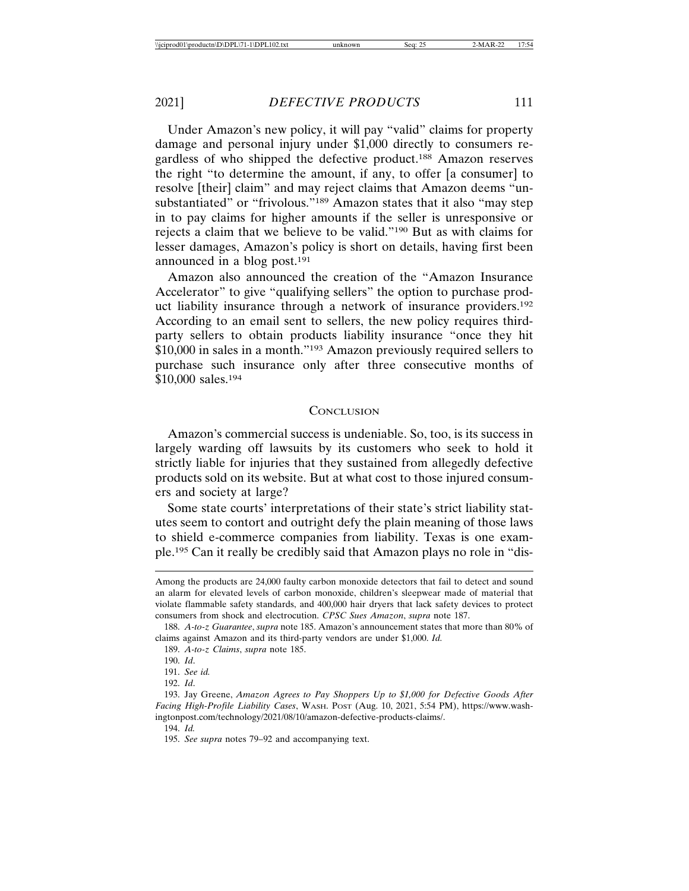Under Amazon's new policy, it will pay "valid" claims for property damage and personal injury under $1,000 directly to consumers regardless of who shipped the defective product.[188] Amazon reserves the right "to determine the amount, if any, to offer [a consumer] to resolve [their] claim" and may reject claims that Amazon deems "unsubstantiated" or "frivolous."[189] Amazon states that it also "may step in to pay claims for higher amounts if the seller is unresponsive or rejects a claim that we believe to be valid."[190] But as with claims for lesser damages, Amazon's policy is short on details, having first been announced in a blog post.[191]

Amazon also announced the creation of the "Amazon Insurance Accelerator" to give "qualifying sellers" the option to purchase product liability insurance through a network of insurance providers.[192] According to an email sent to sellers, the new policy requires third-party sellers to obtain products liability insurance "once they hit $10,000 in sales in a month."[193] Amazon previously required sellers to purchase such insurance only after three consecutive months of $10,000 sales.[194]

## Conclusion

Amazon's commercial success is undeniable. So, too, is its success in largely warding off lawsuits by its customers who seek to hold it strictly liable for injuries that they sustained from allegedly defective products sold on its website. But at what cost to those injured consumers and society at large?

Some state courts' interpretations of their state's strict liability statutes seem to contort and outright defy the plain meaning of those laws to shield e-commerce companies from liability. Texas is one example.[195] Can it really be credibly said that Amazon plays no role in "dis-

---

Among the products are 24,000 faulty carbon monoxide detectors that fail to detect and sound an alarm for elevated levels of carbon monoxide, children's sleepwear made of material that violate flammable safety standards, and 400,000 hair dryers that lack safety devices to protect consumers from shock and electrocution. *CPSC Sues Amazon*, *supra* note 187.

188. *A-to-z Guarantee*, *supra* note 185. Amazon's announcement states that more than 80% of claims against Amazon and its third-party vendors are under $1,000. *Id.*

189. *A-to-z Claims*, *supra* note 185.

190. *Id*.

191. *See id.*

192. *Id*.

193. Jay Greene, *Amazon Agrees to Pay Shoppers Up to $1,000 for Defective Goods After Facing High-Profile Liability Cases*, WASH. POST (Aug. 10, 2021, 5:54 PM), https://www.washingtonpost.com/technology/2021/08/10/amazon-defective-products-claims/.

194. *Id.*

195. *See supra* notes 79–92 and accompanying text.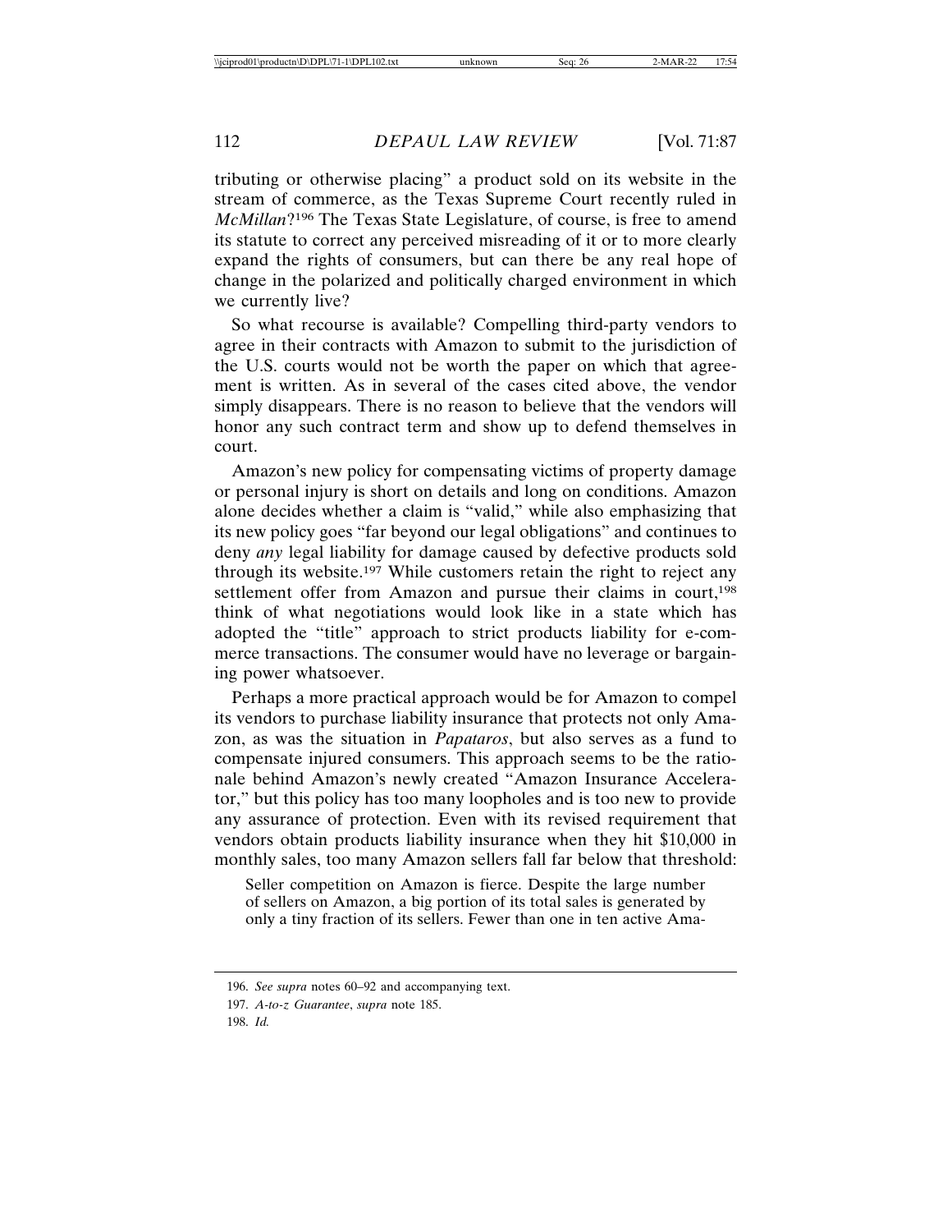tributing or otherwise placing" a product sold on its website in the stream of commerce, as the Texas Supreme Court recently ruled in *McMillan*?[196] The Texas State Legislature, of course, is free to amend its statute to correct any perceived misreading of it or to more clearly expand the rights of consumers, but can there be any real hope of change in the polarized and politically charged environment in which we currently live?

So what recourse is available? Compelling third-party vendors to agree in their contracts with Amazon to submit to the jurisdiction of the U.S. courts would not be worth the paper on which that agreement is written. As in several of the cases cited above, the vendor simply disappears. There is no reason to believe that the vendors will honor any such contract term and show up to defend themselves in court.

Amazon's new policy for compensating victims of property damage or personal injury is short on details and long on conditions. Amazon alone decides whether a claim is "valid," while also emphasizing that its new policy goes "far beyond our legal obligations" and continues to deny *any* legal liability for damage caused by defective products sold through its website.[197] While customers retain the right to reject any settlement offer from Amazon and pursue their claims in court,[198] think of what negotiations would look like in a state which has adopted the "title" approach to strict products liability for e-commerce transactions. The consumer would have no leverage or bargaining power whatsoever.

Perhaps a more practical approach would be for Amazon to compel its vendors to purchase liability insurance that protects not only Amazon, as was the situation in *Papataros*, but also serves as a fund to compensate injured consumers. This approach seems to be the rationale behind Amazon's newly created "Amazon Insurance Accelerator," but this policy has too many loopholes and is too new to provide any assurance of protection. Even with its revised requirement that vendors obtain products liability insurance when they hit $10,000 in monthly sales, too many Amazon sellers fall far below that threshold:

> Seller competition on Amazon is fierce. Despite the large number of sellers on Amazon, a big portion of its total sales is generated by only a tiny fraction of its sellers. Fewer than one in ten active Ama-

196. *See supra* notes 60–92 and accompanying text.

197. *A-to-z Guarantee*, *supra* note 185.

198. *Id.*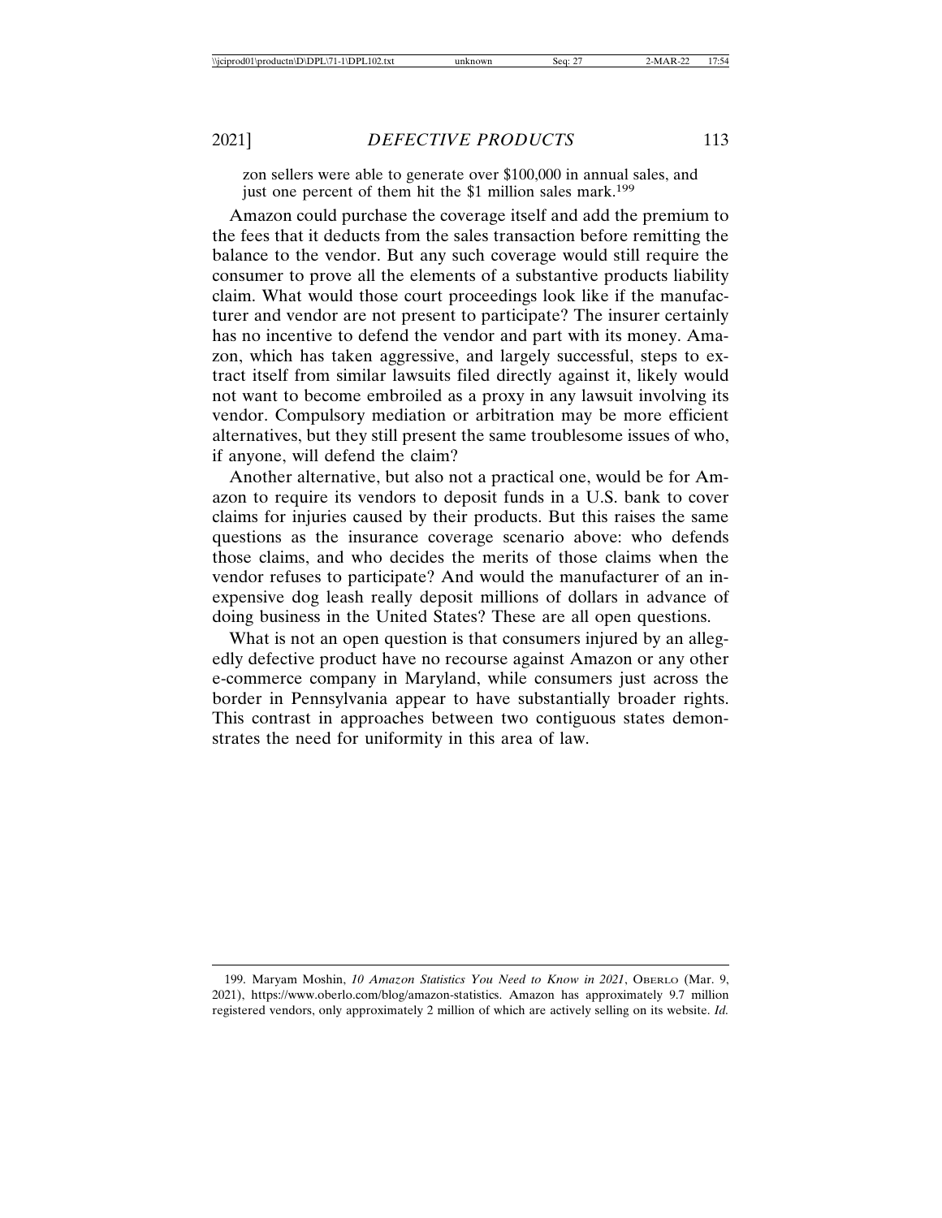zon sellers were able to generate over $100,000 in annual sales, and just one percent of them hit the $1 million sales mark.[199]

Amazon could purchase the coverage itself and add the premium to the fees that it deducts from the sales transaction before remitting the balance to the vendor. But any such coverage would still require the consumer to prove all the elements of a substantive products liability claim. What would those court proceedings look like if the manufacturer and vendor are not present to participate? The insurer certainly has no incentive to defend the vendor and part with its money. Amazon, which has taken aggressive, and largely successful, steps to extract itself from similar lawsuits filed directly against it, likely would not want to become embroiled as a proxy in any lawsuit involving its vendor. Compulsory mediation or arbitration may be more efficient alternatives, but they still present the same troublesome issues of who, if anyone, will defend the claim?

Another alternative, but also not a practical one, would be for Amazon to require its vendors to deposit funds in a U.S. bank to cover claims for injuries caused by their products. But this raises the same questions as the insurance coverage scenario above: who defends those claims, and who decides the merits of those claims when the vendor refuses to participate? And would the manufacturer of an inexpensive dog leash really deposit millions of dollars in advance of doing business in the United States? These are all open questions.

What is not an open question is that consumers injured by an allegedly defective product have no recourse against Amazon or any other e-commerce company in Maryland, while consumers just across the border in Pennsylvania appear to have substantially broader rights. This contrast in approaches between two contiguous states demonstrates the need for uniformity in this area of law.

---

199. Maryam Moshin, *10 Amazon Statistics You Need to Know in 2021*, OBERLO (Mar. 9, 2021), https://www.oberlo.com/blog/amazon-statistics. Amazon has approximately 9.7 million registered vendors, only approximately 2 million of which are actively selling on its website. *Id.*